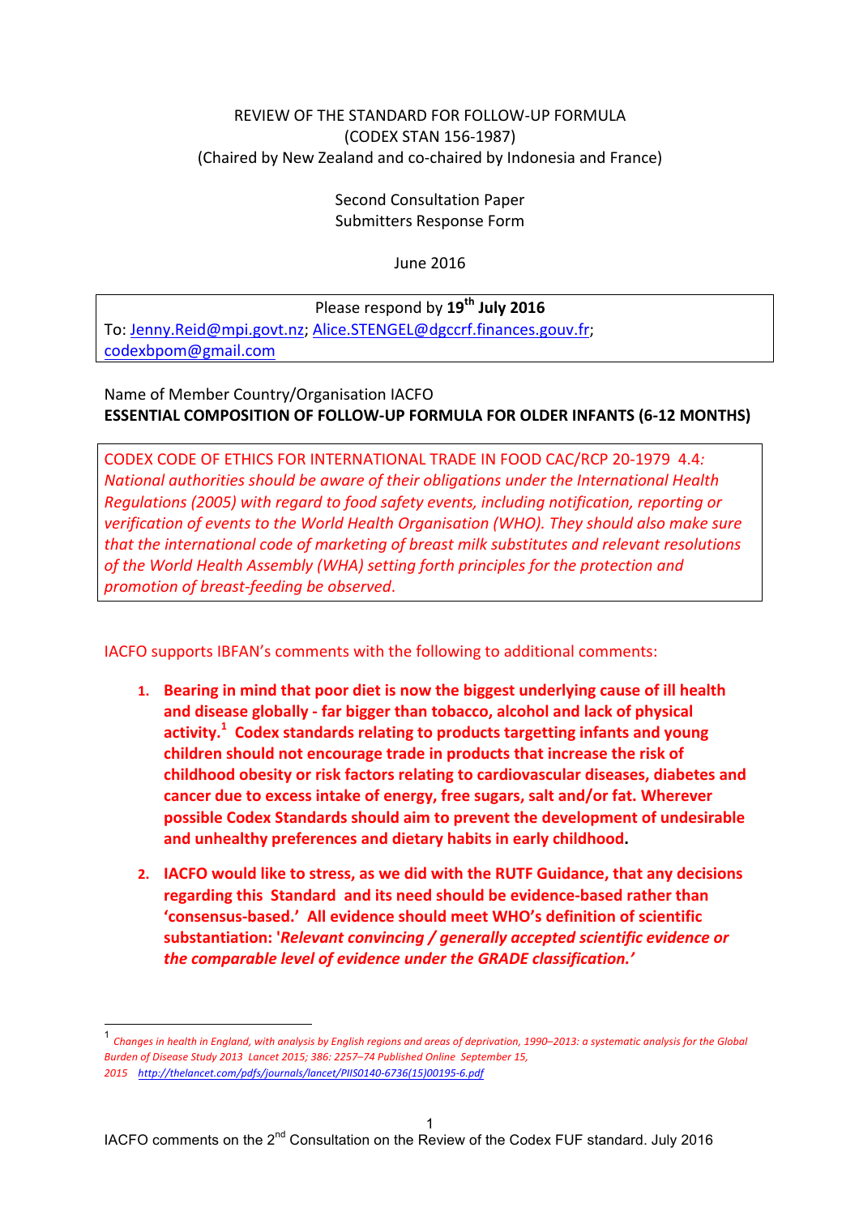REVIEW OF THE STANDARD FOR FOLLOW-UP FORMULA
(CODEX STAN 156-1987)
(Chaired by New Zealand and co-chaired by Indonesia and France)

Second Consultation Paper
Submitters Response Form

June 2016

Please respond by **19th July 2016**
To: Jenny.Reid@mpi.govt.nz; Alice.STENGEL@dgccrf.finances.gouv.fr; codexbpom@gmail.com

Name of Member Country/Organisation IACFO
**ESSENTIAL COMPOSITION OF FOLLOW-UP FORMULA FOR OLDER INFANTS (6-12 MONTHS)**

CODEX CODE OF ETHICS FOR INTERNATIONAL TRADE IN FOOD CAC/RCP 20-1979 4.4*: National authorities should be aware of their obligations under the International Health Regulations (2005) with regard to food safety events, including notification, reporting or verification of events to the World Health Organisation (WHO). They should also make sure that the international code of marketing of breast milk substitutes and relevant resolutions of the World Health Assembly (WHA) setting forth principles for the protection and promotion of breast-feeding be observed.*

IACFO supports IBFAN's comments with the following to additional comments:

1. **Bearing in mind that poor diet is now the biggest underlying cause of ill health and disease globally - far bigger than tobacco, alcohol and lack of physical activity.[1] Codex standards relating to products targetting infants and young children should not encourage trade in products that increase the risk of childhood obesity or risk factors relating to cardiovascular diseases, diabetes and cancer due to excess intake of energy, free sugars, salt and/or fat. Wherever possible Codex Standards should aim to prevent the development of undesirable and unhealthy preferences and dietary habits in early childhood.**
2. **IACFO would like to stress, as we did with the RUTF Guidance, that any decisions regarding this Standard and its need should be evidence-based rather than 'consensus-based.' All evidence should meet WHO's definition of scientific substantiation: '*Relevant convincing / generally accepted scientific evidence or the comparable level of evidence under the GRADE classification.'***

---

[1] *Changes in health in England, with analysis by English regions and areas of deprivation, 1990–2013: a systematic analysis for the Global Burden of Disease Study 2013 Lancet 2015; 386: 2257–74 Published Online September 15, 2015* http://thelancet.com/pdfs/journals/lancet/PIIS0140-6736(15)00195-6.pdf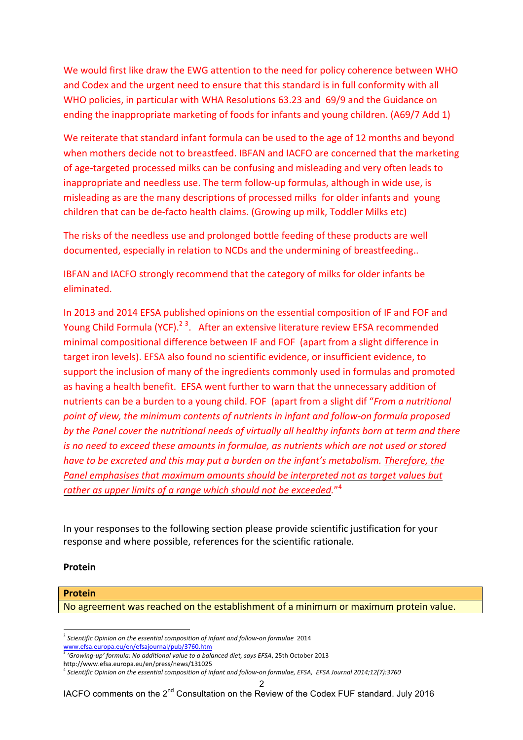We would first like draw the EWG attention to the need for policy coherence between WHO and Codex and the urgent need to ensure that this standard is in full conformity with all WHO policies, in particular with WHA Resolutions 63.23 and 69/9 and the Guidance on ending the inappropriate marketing of foods for infants and young children. (A69/7 Add 1)

We reiterate that standard infant formula can be used to the age of 12 months and beyond when mothers decide not to breastfeed. IBFAN and IACFO are concerned that the marketing of age-targeted processed milks can be confusing and misleading and very often leads to inappropriate and needless use. The term follow-up formulas, although in wide use, is misleading as are the many descriptions of processed milks for older infants and young children that can be de-facto health claims. (Growing up milk, Toddler Milks etc)

The risks of the needless use and prolonged bottle feeding of these products are well documented, especially in relation to NCDs and the undermining of breastfeeding..

IBFAN and IACFO strongly recommend that the category of milks for older infants be eliminated.

In 2013 and 2014 EFSA published opinions on the essential composition of IF and FOF and Young Child Formula (YCF).[2] [3]. After an extensive literature review EFSA recommended minimal compositional difference between IF and FOF (apart from a slight difference in target iron levels). EFSA also found no scientific evidence, or insufficient evidence, to support the inclusion of many of the ingredients commonly used in formulas and promoted as having a health benefit. EFSA went further to warn that the unnecessary addition of nutrients can be a burden to a young child. FOF (apart from a slight dif "*From a nutritional point of view, the minimum contents of nutrients in infant and follow-on formula proposed by the Panel cover the nutritional needs of virtually all healthy infants born at term and there is no need to exceed these amounts in formulae, as nutrients which are not used or stored have to be excreted and this may put a burden on the infant's metabolism. <u>Therefore, the Panel emphasises that maximum amounts should be interpreted not as target values but rather as upper limits of a range which should not be exceeded</u>.*"[4]

In your responses to the following section please provide scientific justification for your response and where possible, references for the scientific rationale.

**Protein**

| **Protein** |
|---|
| No agreement was reached on the establishment of a minimum or maximum protein value. |

---

[2] *Scientific Opinion on the essential composition of infant and follow-on formulae* 2014 www.efsa.europa.eu/en/efsajournal/pub/3760.htm

[3] *'Growing-up' formula: No additional value to a balanced diet, says EFSA*, 25th October 2013 http://www.efsa.europa.eu/en/press/news/131025

[4] *Scientific Opinion on the essential composition of infant and follow-on formulae, EFSA, EFSA Journal 2014;12(7):3760*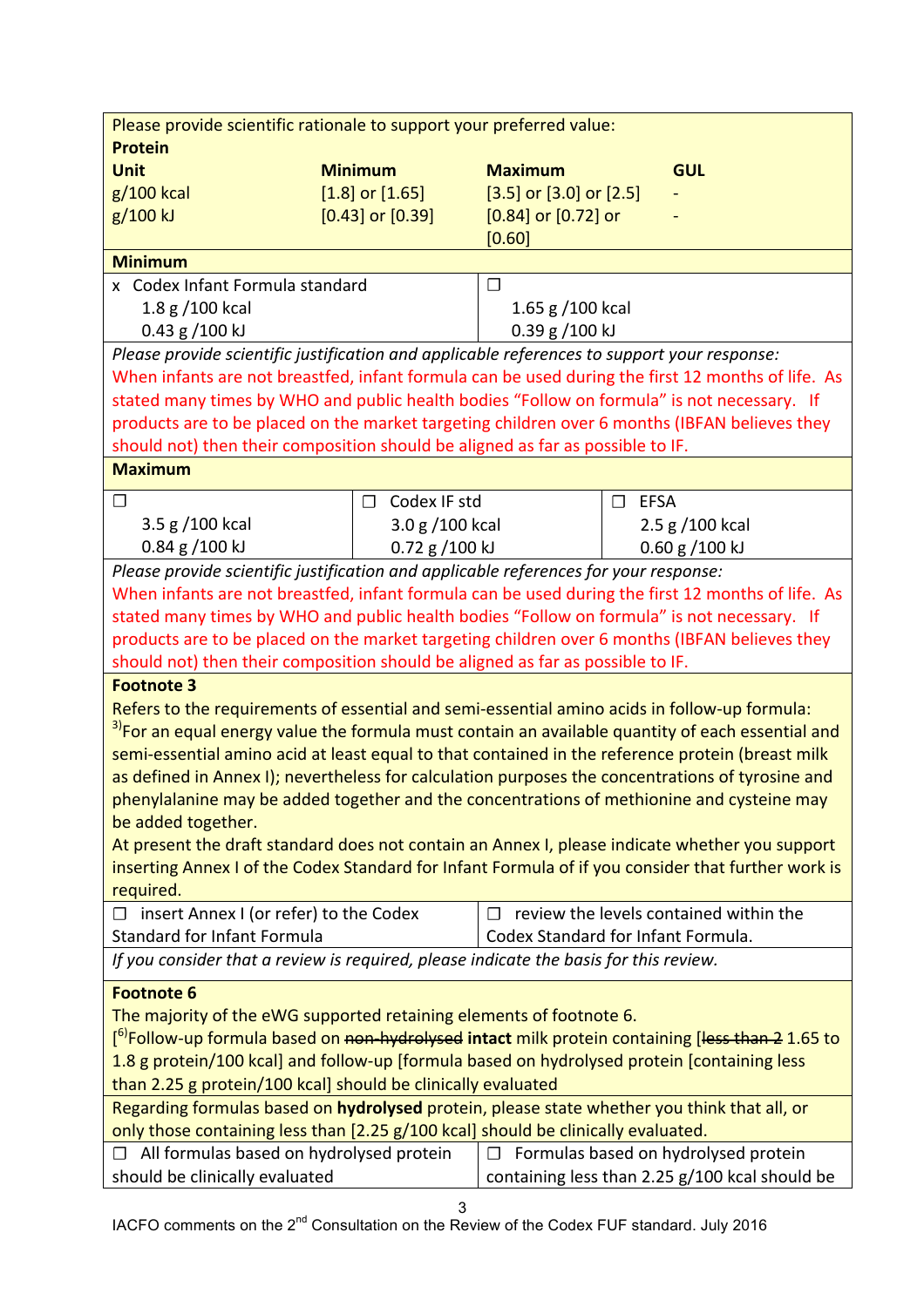Please provide scientific rationale to support your preferred value:

**Protein**

| **Unit** | **Minimum** | **Maximum** | **GUL** |
|---|---|---|---|
| g/100 kcal | [1.8] or [1.65] | [3.5] or [3.0] or [2.5] | - |
| g/100 kJ | [0.43] or [0.39] | [0.84] or [0.72] or [0.60] | - |

**Minimum**

| x Codex Infant Formula standard<br>1.8 g /100 kcal<br>0.43 g /100 kJ | ☐<br>1.65 g /100 kcal<br>0.39 g /100 kJ |
|---|---|

*Please provide scientific justification and applicable references to support your response:*

When infants are not breastfed, infant formula can be used during the first 12 months of life. As stated many times by WHO and public health bodies "Follow on formula" is not necessary. If products are to be placed on the market targeting children over 6 months (IBFAN believes they should not) then their composition should be aligned as far as possible to IF.

**Maximum**

| ☐<br>3.5 g /100 kcal<br>0.84 g /100 kJ | ☐ Codex IF std<br>3.0 g /100 kcal<br>0.72 g /100 kJ | ☐ EFSA<br>2.5 g /100 kcal<br>0.60 g /100 kJ |
|---|---|---|

*Please provide scientific justification and applicable references for your response:*

When infants are not breastfed, infant formula can be used during the first 12 months of life. As stated many times by WHO and public health bodies "Follow on formula" is not necessary. If products are to be placed on the market targeting children over 6 months (IBFAN believes they should not) then their composition should be aligned as far as possible to IF.

**Footnote 3**

Refers to the requirements of essential and semi-essential amino acids in follow-up formula:

[3)]For an equal energy value the formula must contain an available quantity of each essential and semi-essential amino acid at least equal to that contained in the reference protein (breast milk as defined in Annex I); nevertheless for calculation purposes the concentrations of tyrosine and phenylalanine may be added together and the concentrations of methionine and cysteine may be added together.

At present the draft standard does not contain an Annex I, please indicate whether you support inserting Annex I of the Codex Standard for Infant Formula of if you consider that further work is required.

| ☐ insert Annex I (or refer) to the Codex Standard for Infant Formula | ☐ review the levels contained within the Codex Standard for Infant Formula. |
|---|---|

*If you consider that a review is required, please indicate the basis for this review.*

**Footnote 6**

The majority of the eWG supported retaining elements of footnote 6.

[[6)]Follow-up formula based on ~~non-hydrolysed~~ **intact** milk protein containing [~~less than 2~~ 1.65 to 1.8 g protein/100 kcal] and follow-up [formula based on hydrolysed protein [containing less than 2.25 g protein/100 kcal] should be clinically evaluated

Regarding formulas based on **hydrolysed** protein, please state whether you think that all, or only those containing less than [2.25 g/100 kcal] should be clinically evaluated.

| ☐ All formulas based on hydrolysed protein should be clinically evaluated | ☐ Formulas based on hydrolysed protein containing less than 2.25 g/100 kcal should be |
|---|---|

IACFO comments on the 2nd Consultation on the Review of the Codex FUF standard. July 2016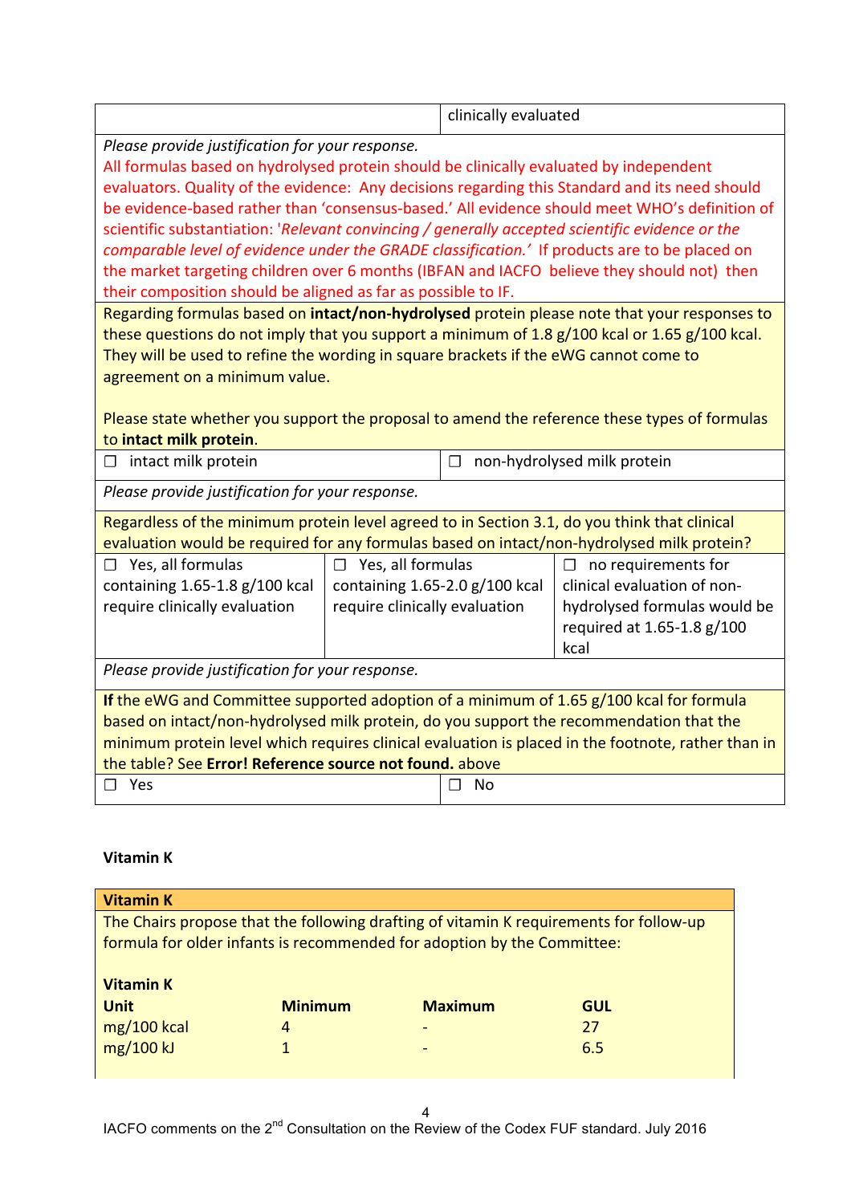| | clinically evaluated |
|---|---|

*Please provide justification for your response.*

All formulas based on hydrolysed protein should be clinically evaluated by independent evaluators. Quality of the evidence: Any decisions regarding this Standard and its need should be evidence-based rather than 'consensus-based.' All evidence should meet WHO's definition of scientific substantiation: '*Relevant convincing / generally accepted scientific evidence or the comparable level of evidence under the GRADE classification.'* If products are to be placed on the market targeting children over 6 months (IBFAN and IACFO believe they should not) then their composition should be aligned as far as possible to IF.

Regarding formulas based on **intact/non-hydrolysed** protein please note that your responses to these questions do not imply that you support a minimum of 1.8 g/100 kcal or 1.65 g/100 kcal. They will be used to refine the wording in square brackets if the eWG cannot come to agreement on a minimum value.

Please state whether you support the proposal to amend the reference these types of formulas to **intact milk protein**.

| ☐ intact milk protein | ☐ non-hydrolysed milk protein |
|---|---|

*Please provide justification for your response.*

Regardless of the minimum protein level agreed to in Section 3.1, do you think that clinical evaluation would be required for any formulas based on intact/non-hydrolysed milk protein?

| ☐ Yes, all formulas containing 1.65-1.8 g/100 kcal require clinically evaluation | ☐ Yes, all formulas containing 1.65-2.0 g/100 kcal require clinically evaluation | ☐ no requirements for clinical evaluation of non-hydrolysed formulas would be required at 1.65-1.8 g/100 kcal |
|---|---|---|

*Please provide justification for your response.*

**If** the eWG and Committee supported adoption of a minimum of 1.65 g/100 kcal for formula based on intact/non-hydrolysed milk protein, do you support the recommendation that the minimum protein level which requires clinical evaluation is placed in the footnote, rather than in the table? See **Error! Reference source not found.** above

| ☐ Yes | ☐ No |
|---|---|

### Vitamin K

**Vitamin K**

The Chairs propose that the following drafting of vitamin K requirements for follow-up formula for older infants is recommended for adoption by the Committee:

**Vitamin K**

| Unit | Minimum | Maximum | GUL |
|---|---|---|---|
| mg/100 kcal | 4 | - | 27 |
| mg/100 kJ | 1 | - | 6.5 |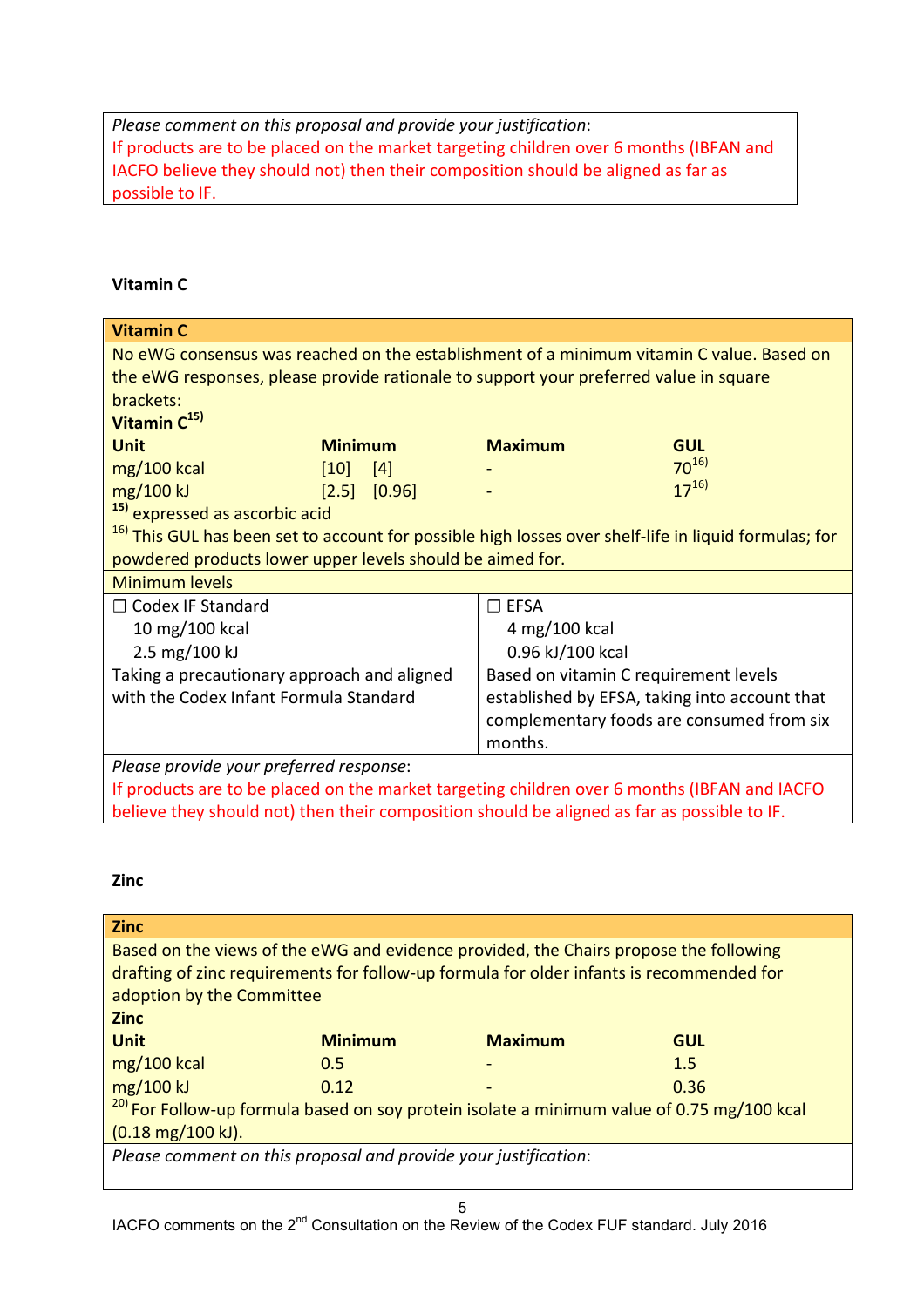| *Please comment on this proposal and provide your justification*: |
| --- |
| If products are to be placed on the market targeting children over 6 months (IBFAN and IACFO believe they should not) then their composition should be aligned as far as possible to IF. |

**Vitamin C**

| **Vitamin C** | | | |
| --- | --- | --- | --- |
| No eWG consensus was reached on the establishment of a minimum vitamin C value. Based on the eWG responses, please provide rationale to support your preferred value in square brackets: | | | |
| **Vitamin C**[15)] | | | |
| **Unit** | **Minimum** | **Maximum** | **GUL** |
| mg/100 kcal | [10] [4] | - | 70[16)] |
| mg/100 kJ | [2.5] [0.96] | - | 17[16)] |
| [15)] expressed as ascorbic acid | | | |
| [16)] This GUL has been set to account for possible high losses over shelf-life in liquid formulas; for powdered products lower upper levels should be aimed for. | | | |
| Minimum levels | | | |
| ☐ Codex IF Standard<br>10 mg/100 kcal<br>2.5 mg/100 kJ<br>Taking a precautionary approach and aligned with the Codex Infant Formula Standard | | ☐ EFSA<br>4 mg/100 kcal<br>0.96 kJ/100 kcal<br>Based on vitamin C requirement levels established by EFSA, taking into account that complementary foods are consumed from six months. | |
| *Please provide your preferred response*:<br>If products are to be placed on the market targeting children over 6 months (IBFAN and IACFO believe they should not) then their composition should be aligned as far as possible to IF. | | | |

**Zinc**

| **Zinc** | | | |
| --- | --- | --- | --- |
| Based on the views of the eWG and evidence provided, the Chairs propose the following drafting of zinc requirements for follow-up formula for older infants is recommended for adoption by the Committee | | | |
| **Zinc** | | | |
| **Unit** | **Minimum** | **Maximum** | **GUL** |
| mg/100 kcal | 0.5 | - | 1.5 |
| mg/100 kJ | 0.12 | - | 0.36 |
| [20)] For Follow-up formula based on soy protein isolate a minimum value of 0.75 mg/100 kcal (0.18 mg/100 kJ). | | | |
| *Please comment on this proposal and provide your justification*: | | | |

IACFO comments on the 2nd Consultation on the Review of the Codex FUF standard. July 2016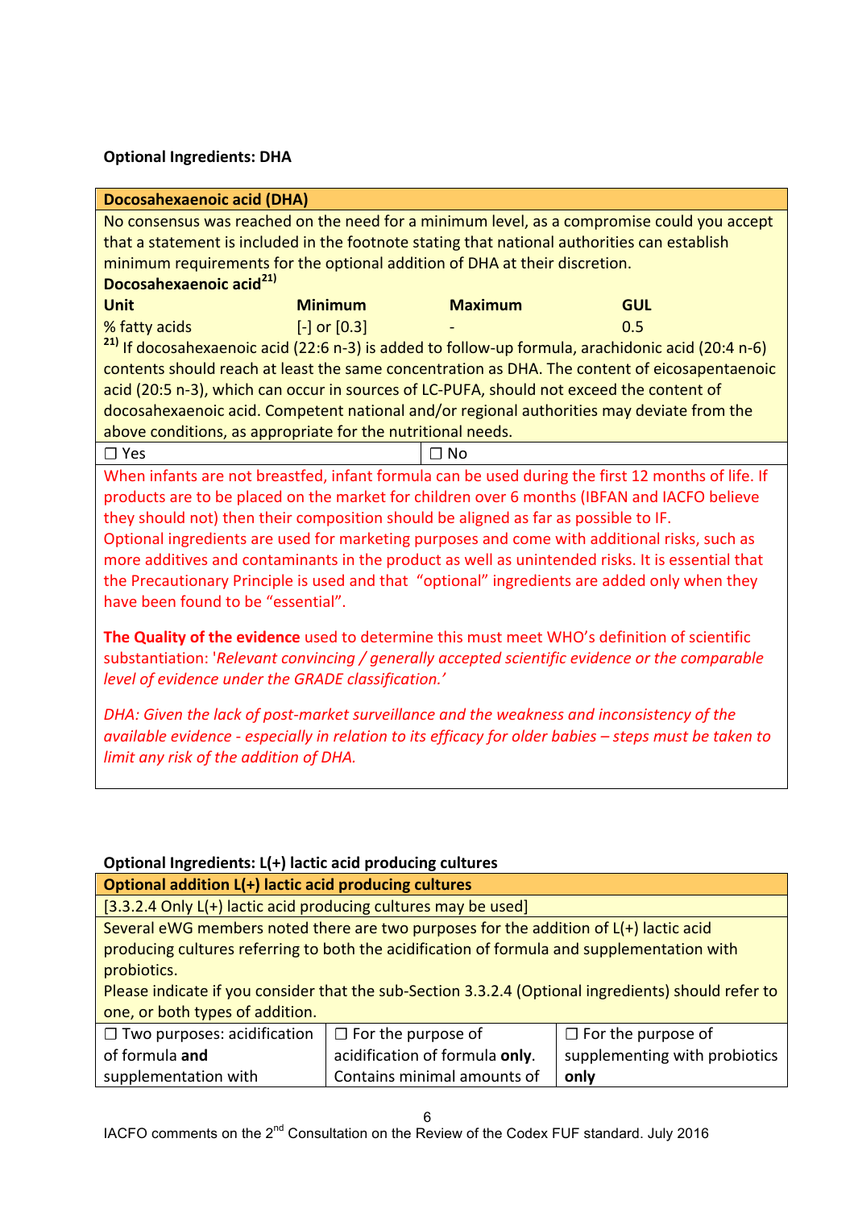**Optional Ingredients: DHA**

**Docosahexaenoic acid (DHA)**

No consensus was reached on the need for a minimum level, as a compromise could you accept that a statement is included in the footnote stating that national authorities can establish minimum requirements for the optional addition of DHA at their discretion.

**Docosahexaenoic acid**[21)]

| **Unit** | **Minimum** | **Maximum** | **GUL** |
|---|---|---|---|
| % fatty acids | [-] or [0.3] | - | 0.5 |

**21)** If docosahexaenoic acid (22:6 n-3) is added to follow-up formula, arachidonic acid (20:4 n-6) contents should reach at least the same concentration as DHA. The content of eicosapentaenoic acid (20:5 n-3), which can occur in sources of LC-PUFA, should not exceed the content of docosahexaenoic acid. Competent national and/or regional authorities may deviate from the above conditions, as appropriate for the nutritional needs.

| ☐ Yes | ☐ No |
|---|---|

When infants are not breastfed, infant formula can be used during the first 12 months of life. If products are to be placed on the market for children over 6 months (IBFAN and IACFO believe they should not) then their composition should be aligned as far as possible to IF.
Optional ingredients are used for marketing purposes and come with additional risks, such as more additives and contaminants in the product as well as unintended risks. It is essential that the Precautionary Principle is used and that "optional" ingredients are added only when they have been found to be "essential".

**The Quality of the evidence** used to determine this must meet WHO's definition of scientific substantiation: '*Relevant convincing / generally accepted scientific evidence or the comparable level of evidence under the GRADE classification.'*

*DHA: Given the lack of post-market surveillance and the weakness and inconsistency of the available evidence - especially in relation to its efficacy for older babies – steps must be taken to limit any risk of the addition of DHA.*

**Optional Ingredients: L(+) lactic acid producing cultures**

**Optional addition L(+) lactic acid producing cultures**

[3.3.2.4 Only L(+) lactic acid producing cultures may be used]

Several eWG members noted there are two purposes for the addition of L(+) lactic acid producing cultures referring to both the acidification of formula and supplementation with probiotics.
Please indicate if you consider that the sub-Section 3.3.2.4 (Optional ingredients) should refer to one, or both types of addition.

| ☐ Two purposes: acidification of formula **and** supplementation with | ☐ For the purpose of acidification of formula **only**. Contains minimal amounts of | ☐ For the purpose of supplementing with probiotics **only** |
|---|---|---|

IACFO comments on the 2nd Consultation on the Review of the Codex FUF standard. July 2016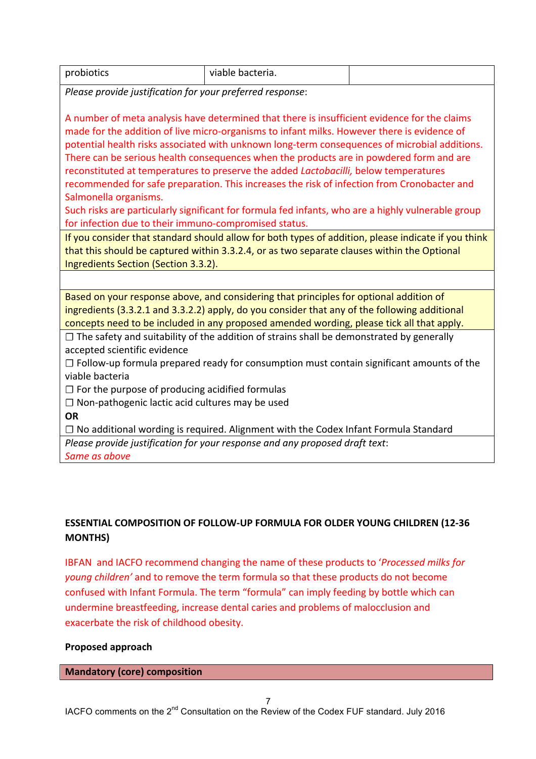| probiotics | viable bacteria. | |
|---|---|---|

*Please provide justification for your preferred response*:

A number of meta analysis have determined that there is insufficient evidence for the claims made for the addition of live micro-organisms to infant milks. However there is evidence of potential health risks associated with unknown long-term consequences of microbial additions. There can be serious health consequences when the products are in powdered form and are reconstituted at temperatures to preserve the added *Lactobacilli,* below temperatures recommended for safe preparation. This increases the risk of infection from Cronobacter and Salmonella organisms.
Such risks are particularly significant for formula fed infants, who are a highly vulnerable group for infection due to their immuno-compromised status.

If you consider that standard should allow for both types of addition, please indicate if you think that this should be captured within 3.3.2.4, or as two separate clauses within the Optional Ingredients Section (Section 3.3.2).

Based on your response above, and considering that principles for optional addition of ingredients (3.3.2.1 and 3.3.2.2) apply, do you consider that any of the following additional concepts need to be included in any proposed amended wording, please tick all that apply.

☐ The safety and suitability of the addition of strains shall be demonstrated by generally accepted scientific evidence
☐ Follow-up formula prepared ready for consumption must contain significant amounts of the viable bacteria
☐ For the purpose of producing acidified formulas
☐ Non-pathogenic lactic acid cultures may be used
**OR**
☐ No additional wording is required. Alignment with the Codex Infant Formula Standard

*Please provide justification for your response and any proposed draft text*:
*Same as above*

**ESSENTIAL COMPOSITION OF FOLLOW-UP FORMULA FOR OLDER YOUNG CHILDREN (12-36 MONTHS)**

IBFAN and IACFO recommend changing the name of these products to '*Processed milks for young children'* and to remove the term formula so that these products do not become confused with Infant Formula. The term "formula" can imply feeding by bottle which can undermine breastfeeding, increase dental caries and problems of malocclusion and exacerbate the risk of childhood obesity.

**Proposed approach**

| **Mandatory (core) composition** |
|---|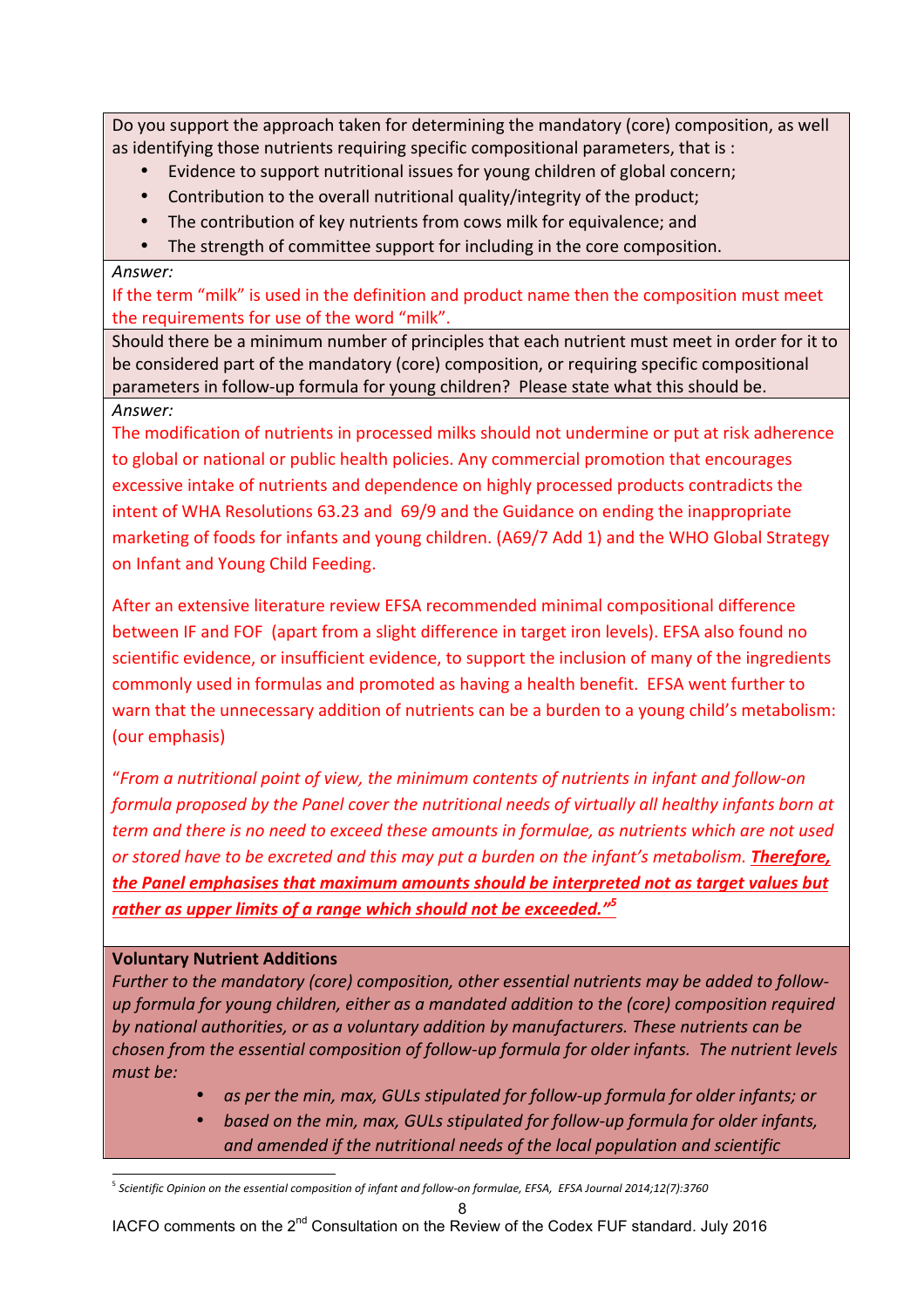Do you support the approach taken for determining the mandatory (core) composition, as well as identifying those nutrients requiring specific compositional parameters, that is :

- Evidence to support nutritional issues for young children of global concern;
- Contribution to the overall nutritional quality/integrity of the product;
- The contribution of key nutrients from cows milk for equivalence; and
- The strength of committee support for including in the core composition.

*Answer:*

If the term "milk" is used in the definition and product name then the composition must meet the requirements for use of the word "milk".

Should there be a minimum number of principles that each nutrient must meet in order for it to be considered part of the mandatory (core) composition, or requiring specific compositional parameters in follow-up formula for young children? Please state what this should be.

*Answer:*

The modification of nutrients in processed milks should not undermine or put at risk adherence to global or national or public health policies. Any commercial promotion that encourages excessive intake of nutrients and dependence on highly processed products contradicts the intent of WHA Resolutions 63.23 and 69/9 and the Guidance on ending the inappropriate marketing of foods for infants and young children. (A69/7 Add 1) and the WHO Global Strategy on Infant and Young Child Feeding.

After an extensive literature review EFSA recommended minimal compositional difference between IF and FOF (apart from a slight difference in target iron levels). EFSA also found no scientific evidence, or insufficient evidence, to support the inclusion of many of the ingredients commonly used in formulas and promoted as having a health benefit. EFSA went further to warn that the unnecessary addition of nutrients can be a burden to a young child's metabolism: (our emphasis)

*"From a nutritional point of view, the minimum contents of nutrients in infant and follow-on formula proposed by the Panel cover the nutritional needs of virtually all healthy infants born at term and there is no need to exceed these amounts in formulae, as nutrients which are not used or stored have to be excreted and this may put a burden on the infant's metabolism.* ***Therefore, the Panel emphasises that maximum amounts should be interpreted not as target values but rather as upper limits of a range which should not be exceeded."***[5]

**Voluntary Nutrient Additions**

*Further to the mandatory (core) composition, other essential nutrients may be added to follow-up formula for young children, either as a mandated addition to the (core) composition required by national authorities, or as a voluntary addition by manufacturers. These nutrients can be chosen from the essential composition of follow-up formula for older infants. The nutrient levels must be:*

- *as per the min, max, GULs stipulated for follow-up formula for older infants; or*
- *based on the min, max, GULs stipulated for follow-up formula for older infants, and amended if the nutritional needs of the local population and scientific*

[5] *Scientific Opinion on the essential composition of infant and follow-on formulae, EFSA, EFSA Journal 2014;12(7):3760*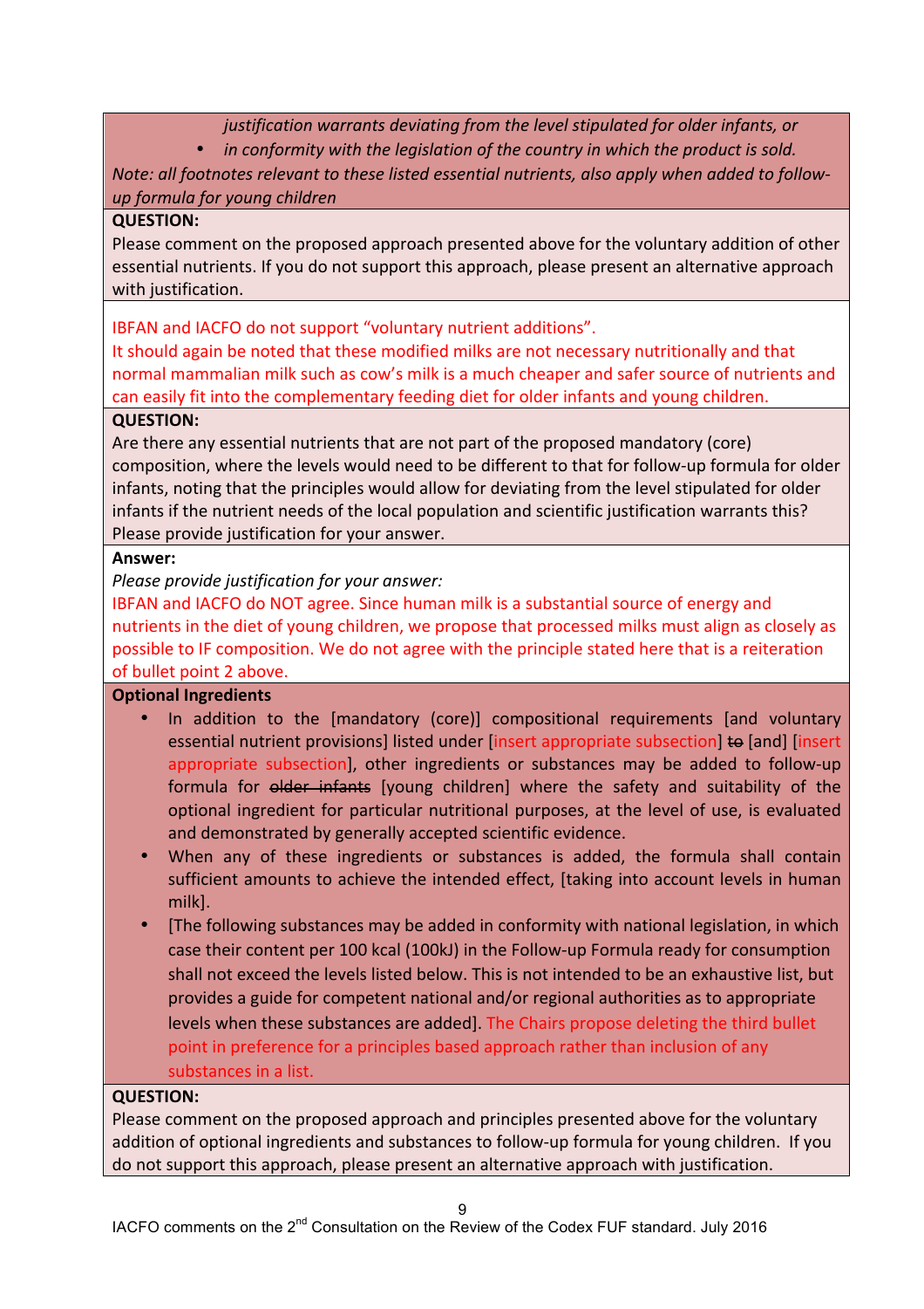*justification warrants deviating from the level stipulated for older infants, or*

- *in conformity with the legislation of the country in which the product is sold.*

*Note: all footnotes relevant to these listed essential nutrients, also apply when added to follow-up formula for young children*

**QUESTION:**

Please comment on the proposed approach presented above for the voluntary addition of other essential nutrients. If you do not support this approach, please present an alternative approach with justification.

IBFAN and IACFO do not support "voluntary nutrient additions".

It should again be noted that these modified milks are not necessary nutritionally and that normal mammalian milk such as cow's milk is a much cheaper and safer source of nutrients and can easily fit into the complementary feeding diet for older infants and young children.

**QUESTION:**

Are there any essential nutrients that are not part of the proposed mandatory (core) composition, where the levels would need to be different to that for follow-up formula for older infants, noting that the principles would allow for deviating from the level stipulated for older infants if the nutrient needs of the local population and scientific justification warrants this? Please provide justification for your answer.

**Answer:**

*Please provide justification for your answer:*

IBFAN and IACFO do NOT agree. Since human milk is a substantial source of energy and nutrients in the diet of young children, we propose that processed milks must align as closely as possible to IF composition. We do not agree with the principle stated here that is a reiteration of bullet point 2 above.

**Optional Ingredients**

- In addition to the [mandatory (core)] compositional requirements [and voluntary essential nutrient provisions] listed under [insert appropriate subsection] ~~to~~ [and] [insert appropriate subsection], other ingredients or substances may be added to follow-up formula for ~~older infants~~ [young children] where the safety and suitability of the optional ingredient for particular nutritional purposes, at the level of use, is evaluated and demonstrated by generally accepted scientific evidence.
- When any of these ingredients or substances is added, the formula shall contain sufficient amounts to achieve the intended effect, [taking into account levels in human milk].
- [The following substances may be added in conformity with national legislation, in which case their content per 100 kcal (100kJ) in the Follow-up Formula ready for consumption shall not exceed the levels listed below. This is not intended to be an exhaustive list, but provides a guide for competent national and/or regional authorities as to appropriate levels when these substances are added]. The Chairs propose deleting the third bullet point in preference for a principles based approach rather than inclusion of any substances in a list.

**QUESTION:**

Please comment on the proposed approach and principles presented above for the voluntary addition of optional ingredients and substances to follow-up formula for young children. If you do not support this approach, please present an alternative approach with justification.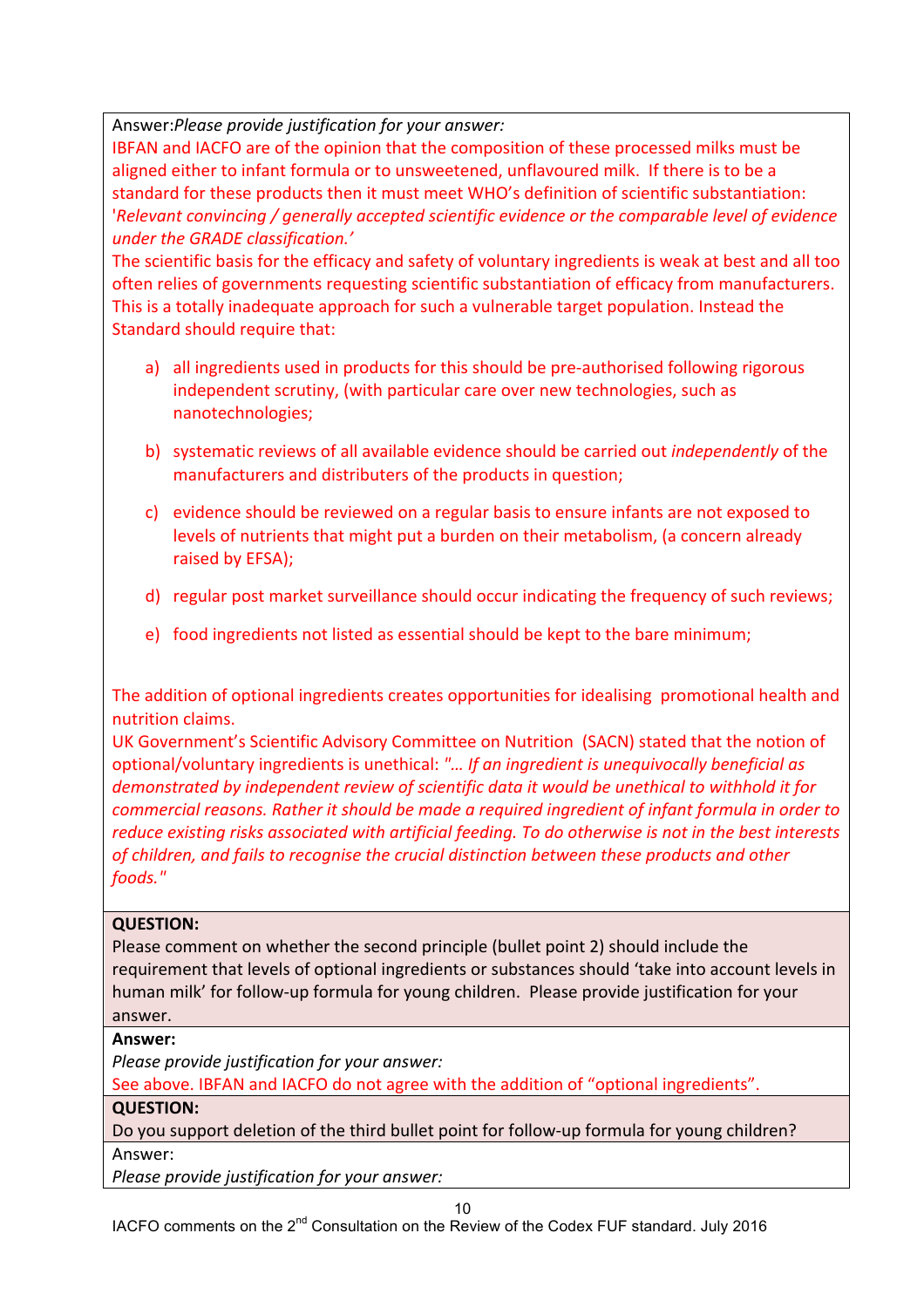Answer:*Please provide justification for your answer:*

IBFAN and IACFO are of the opinion that the composition of these processed milks must be aligned either to infant formula or to unsweetened, unflavoured milk. If there is to be a standard for these products then it must meet WHO's definition of scientific substantiation: '*Relevant convincing / generally accepted scientific evidence or the comparable level of evidence under the GRADE classification.'*

The scientific basis for the efficacy and safety of voluntary ingredients is weak at best and all too often relies of governments requesting scientific substantiation of efficacy from manufacturers. This is a totally inadequate approach for such a vulnerable target population. Instead the Standard should require that:

a) all ingredients used in products for this should be pre-authorised following rigorous independent scrutiny, (with particular care over new technologies, such as nanotechnologies;

b) systematic reviews of all available evidence should be carried out *independently* of the manufacturers and distributers of the products in question;

c) evidence should be reviewed on a regular basis to ensure infants are not exposed to levels of nutrients that might put a burden on their metabolism, (a concern already raised by EFSA);

d) regular post market surveillance should occur indicating the frequency of such reviews;

e) food ingredients not listed as essential should be kept to the bare minimum;

The addition of optional ingredients creates opportunities for idealising promotional health and nutrition claims.

UK Government's Scientific Advisory Committee on Nutrition (SACN) stated that the notion of optional/voluntary ingredients is unethical: *"… If an ingredient is unequivocally beneficial as demonstrated by independent review of scientific data it would be unethical to withhold it for commercial reasons. Rather it should be made a required ingredient of infant formula in order to reduce existing risks associated with artificial feeding. To do otherwise is not in the best interests of children, and fails to recognise the crucial distinction between these products and other foods."*

**QUESTION:**

Please comment on whether the second principle (bullet point 2) should include the requirement that levels of optional ingredients or substances should 'take into account levels in human milk' for follow-up formula for young children. Please provide justification for your answer.

**Answer:**

*Please provide justification for your answer:*

See above. IBFAN and IACFO do not agree with the addition of "optional ingredients".

**QUESTION:**

Do you support deletion of the third bullet point for follow-up formula for young children?

Answer:

*Please provide justification for your answer:*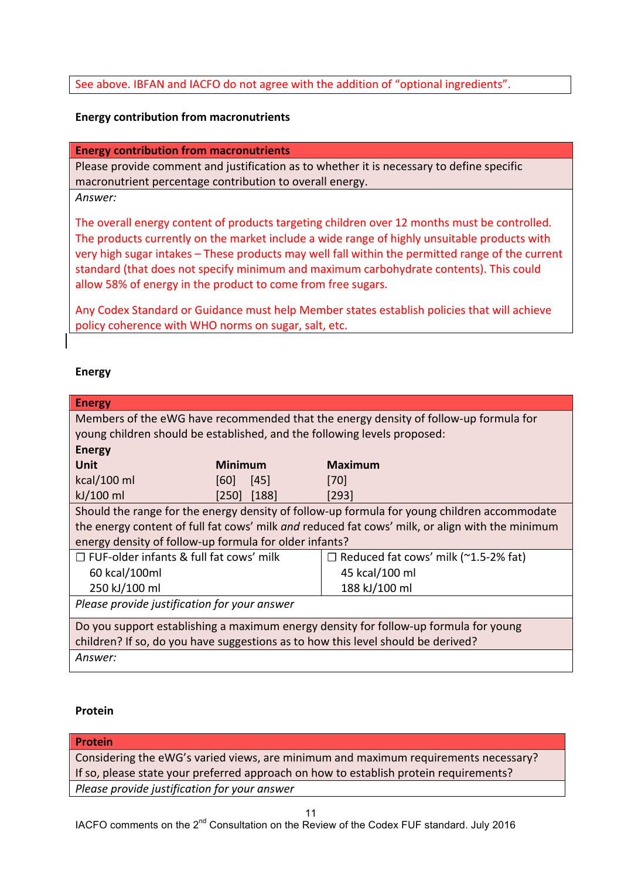See above. IBFAN and IACFO do not agree with the addition of "optional ingredients".

**Energy contribution from macronutrients**

| **Energy contribution from macronutrients** |
|---|
| Please provide comment and justification as to whether it is necessary to define specific macronutrient percentage contribution to overall energy. |
| *Answer:* <br><br> The overall energy content of products targeting children over 12 months must be controlled. The products currently on the market include a wide range of highly unsuitable products with very high sugar intakes – These products may well fall within the permitted range of the current standard (that does not specify minimum and maximum carbohydrate contents). This could allow 58% of energy in the product to come from free sugars. <br><br> Any Codex Standard or Guidance must help Member states establish policies that will achieve policy coherence with WHO norms on sugar, salt, etc. |

**Energy**

| **Energy** | | |
|---|---|---|
| Members of the eWG have recommended that the energy density of follow-up formula for young children should be established, and the following levels proposed: | | |
| **Energy** | | |
| **Unit** | **Minimum** | **Maximum** |
| kcal/100 ml | [60] [45] | [70] |
| kJ/100 ml | [250] [188] | [293] |
| Should the range for the energy density of follow-up formula for young children accommodate the energy content of full fat cows' milk *and* reduced fat cows' milk, or align with the minimum energy density of follow-up formula for older infants? | | |
| ☐ FUF-older infants & full fat cows' milk<br>60 kcal/100ml<br>250 kJ/100 ml | ☐ Reduced fat cows' milk (~1.5-2% fat)<br>45 kcal/100 ml<br>188 kJ/100 ml | |
| *Please provide justification for your answer* | | |
| Do you support establishing a maximum energy density for follow-up formula for young children? If so, do you have suggestions as to how this level should be derived? | | |
| *Answer:* | | |

**Protein**

| **Protein** |
|---|
| Considering the eWG's varied views, are minimum and maximum requirements necessary? If so, please state your preferred approach on how to establish protein requirements? |
| *Please provide justification for your answer* |

IACFO comments on the 2nd Consultation on the Review of the Codex FUF standard. July 2016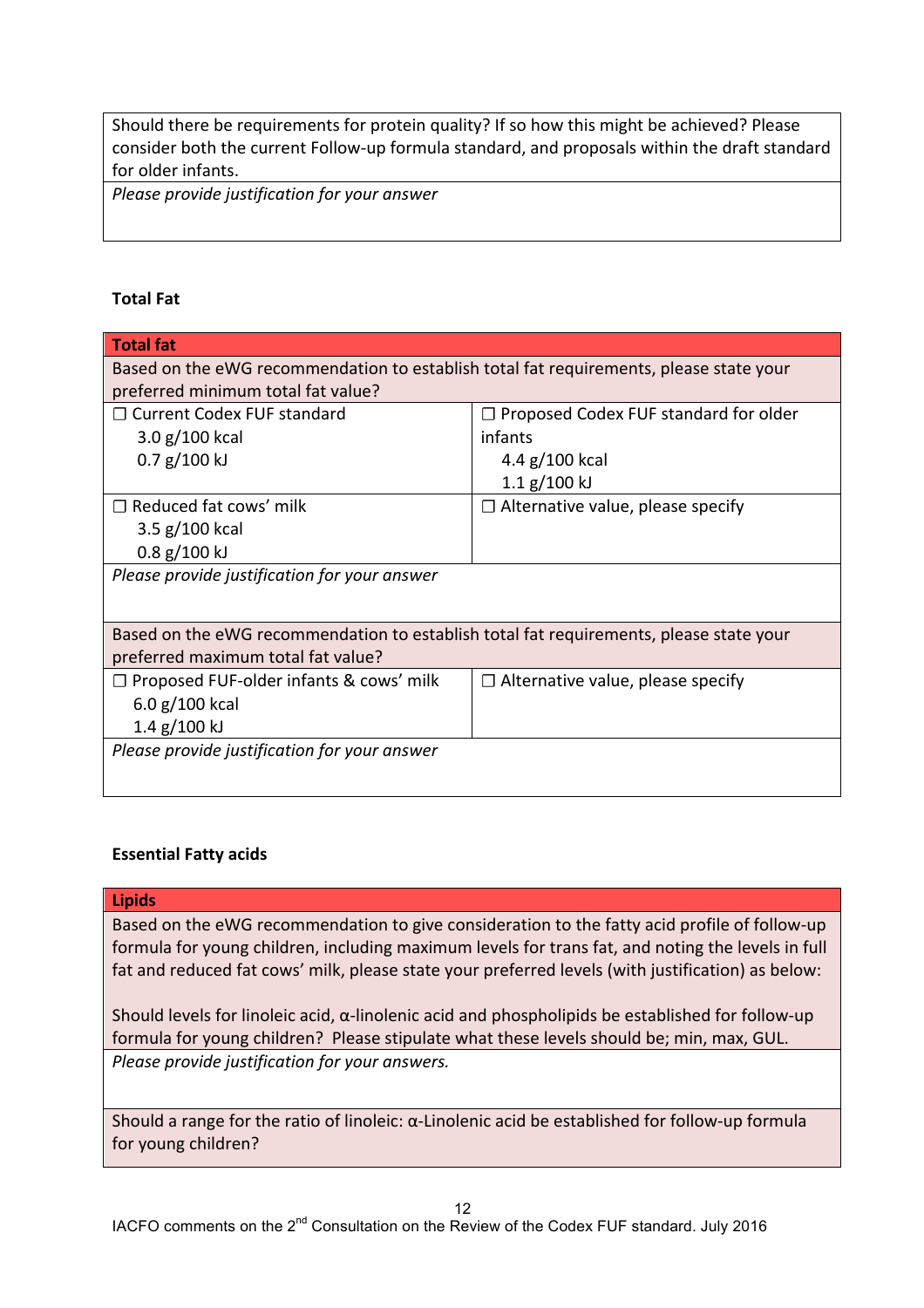| Should there be requirements for protein quality? If so how this might be achieved? Please consider both the current Follow-up formula standard, and proposals within the draft standard for older infants. |
| --- |
| *Please provide justification for your answer* |

**Total Fat**

| **Total fat** | |
| --- | --- |
| Based on the eWG recommendation to establish total fat requirements, please state your preferred minimum total fat value? | |
| ☐ Current Codex FUF standard<br>3.0 g/100 kcal<br>0.7 g/100 kJ | ☐ Proposed Codex FUF standard for older infants<br>4.4 g/100 kcal<br>1.1 g/100 kJ |
| ☐ Reduced fat cows' milk<br>3.5 g/100 kcal<br>0.8 g/100 kJ | ☐ Alternative value, please specify |
| *Please provide justification for your answer* | |
| Based on the eWG recommendation to establish total fat requirements, please state your preferred maximum total fat value? | |
| ☐ Proposed FUF-older infants & cows' milk<br>6.0 g/100 kcal<br>1.4 g/100 kJ | ☐ Alternative value, please specify |
| *Please provide justification for your answer* | |

**Essential Fatty acids**

| **Lipids** |
| --- |
| Based on the eWG recommendation to give consideration to the fatty acid profile of follow-up formula for young children, including maximum levels for trans fat, and noting the levels in full fat and reduced fat cows' milk, please state your preferred levels (with justification) as below:<br><br>Should levels for linoleic acid, α-linolenic acid and phospholipids be established for follow-up formula for young children? Please stipulate what these levels should be; min, max, GUL. |
| *Please provide justification for your answers.* |
| Should a range for the ratio of linoleic: α-Linolenic acid be established for follow-up formula for young children? |

IACFO comments on the 2nd Consultation on the Review of the Codex FUF standard. July 2016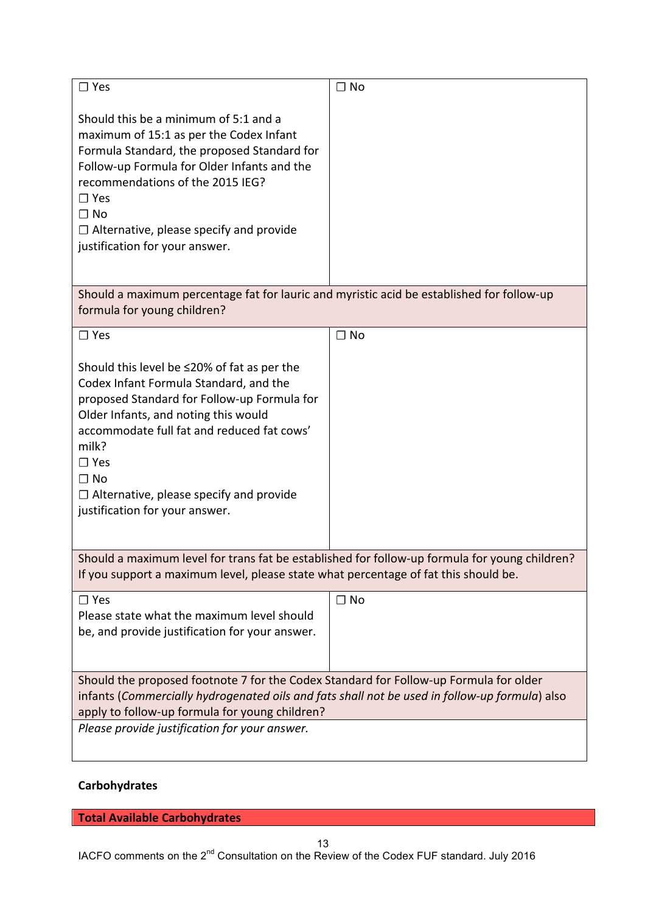| ☐ Yes<br><br>Should this be a minimum of 5:1 and a maximum of 15:1 as per the Codex Infant Formula Standard, the proposed Standard for Follow-up Formula for Older Infants and the recommendations of the 2015 IEG?<br>☐ Yes<br>☐ No<br>☐ Alternative, please specify and provide justification for your answer. | ☐ No |
|---|---|
| Should a maximum percentage fat for lauric and myristic acid be established for follow-up formula for young children? | |
| ☐ Yes<br><br>Should this level be ≤20% of fat as per the Codex Infant Formula Standard, and the proposed Standard for Follow-up Formula for Older Infants, and noting this would accommodate full fat and reduced fat cows' milk?<br>☐ Yes<br>☐ No<br>☐ Alternative, please specify and provide justification for your answer. | ☐ No |
| Should a maximum level for trans fat be established for follow-up formula for young children? If you support a maximum level, please state what percentage of fat this should be. | |
| ☐ Yes<br>Please state what the maximum level should be, and provide justification for your answer. | ☐ No |
| Should the proposed footnote 7 for the Codex Standard for Follow-up Formula for older infants (*Commercially hydrogenated oils and fats shall not be used in follow-up formula*) also apply to follow-up formula for young children? | |
| *Please provide justification for your answer.* | |

**Carbohydrates**

**Total Available Carbohydrates**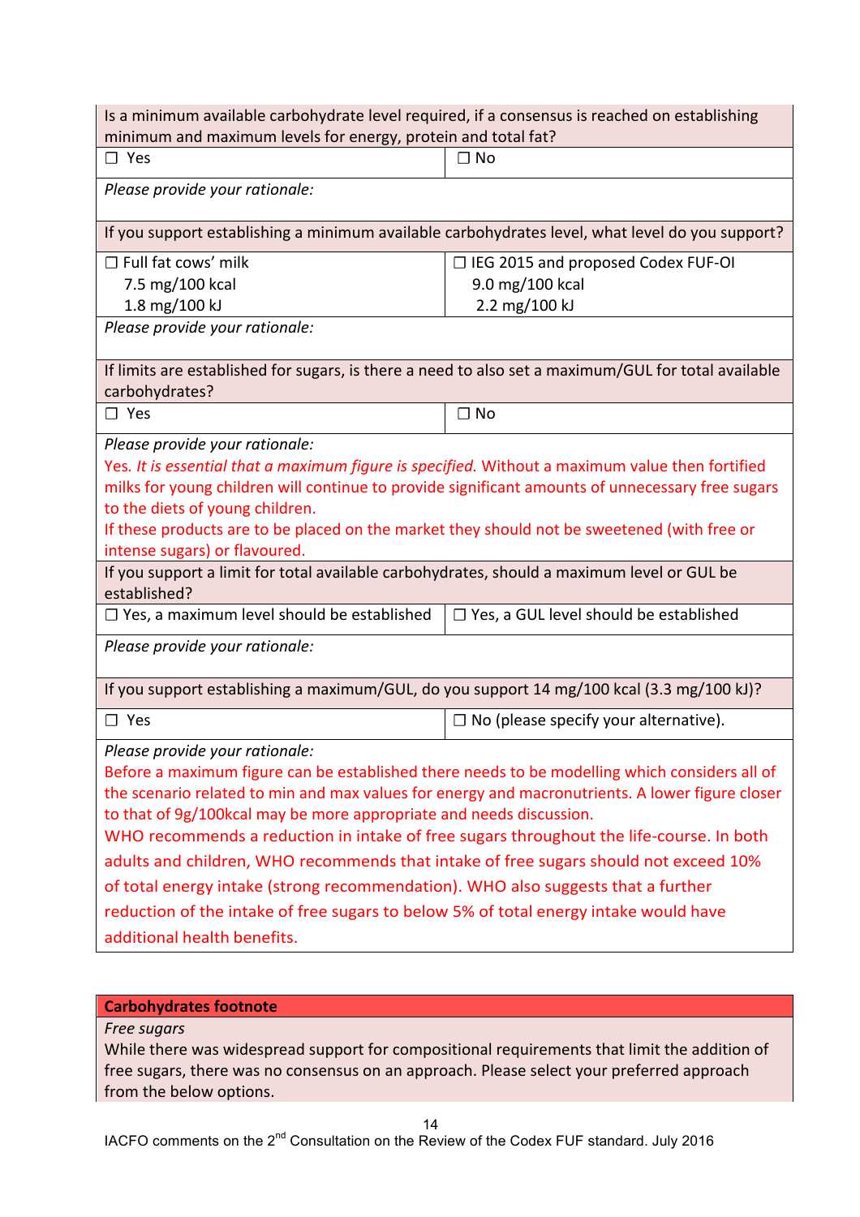| Is a minimum available carbohydrate level required, if a consensus is reached on establishing minimum and maximum levels for energy, protein and total fat? | |
|---|---|
| ☐ Yes | ☐ No |
| *Please provide your rationale:* | |
| If you support establishing a minimum available carbohydrates level, what level do you support? | |
| ☐ Full fat cows' milk<br>7.5 mg/100 kcal<br>1.8 mg/100 kJ | ☐ IEG 2015 and proposed Codex FUF-OI<br>9.0 mg/100 kcal<br>2.2 mg/100 kJ |
| *Please provide your rationale:* | |
| If limits are established for sugars, is there a need to also set a maximum/GUL for total available carbohydrates? | |
| ☐ Yes | ☐ No |
| *Please provide your rationale:*<br>Yes. *It is essential that a maximum figure is specified.* Without a maximum value then fortified milks for young children will continue to provide significant amounts of unnecessary free sugars to the diets of young children.<br>If these products are to be placed on the market they should not be sweetened (with free or intense sugars) or flavoured. | |
| If you support a limit for total available carbohydrates, should a maximum level or GUL be established? | |
| ☐ Yes, a maximum level should be established | ☐ Yes, a GUL level should be established |
| *Please provide your rationale:* | |
| If you support establishing a maximum/GUL, do you support 14 mg/100 kcal (3.3 mg/100 kJ)? | |
| ☐ Yes | ☐ No (please specify your alternative). |
| *Please provide your rationale:*<br>Before a maximum figure can be established there needs to be modelling which considers all of the scenario related to min and max values for energy and macronutrients. A lower figure closer to that of 9g/100kcal may be more appropriate and needs discussion.<br>WHO recommends a reduction in intake of free sugars throughout the life-course. In both adults and children, WHO recommends that intake of free sugars should not exceed 10% of total energy intake (strong recommendation). WHO also suggests that a further reduction of the intake of free sugars to below 5% of total energy intake would have additional health benefits. | |

| **Carbohydrates footnote** |
|---|
| *Free sugars*<br>While there was widespread support for compositional requirements that limit the addition of free sugars, there was no consensus on an approach. Please select your preferred approach from the below options. |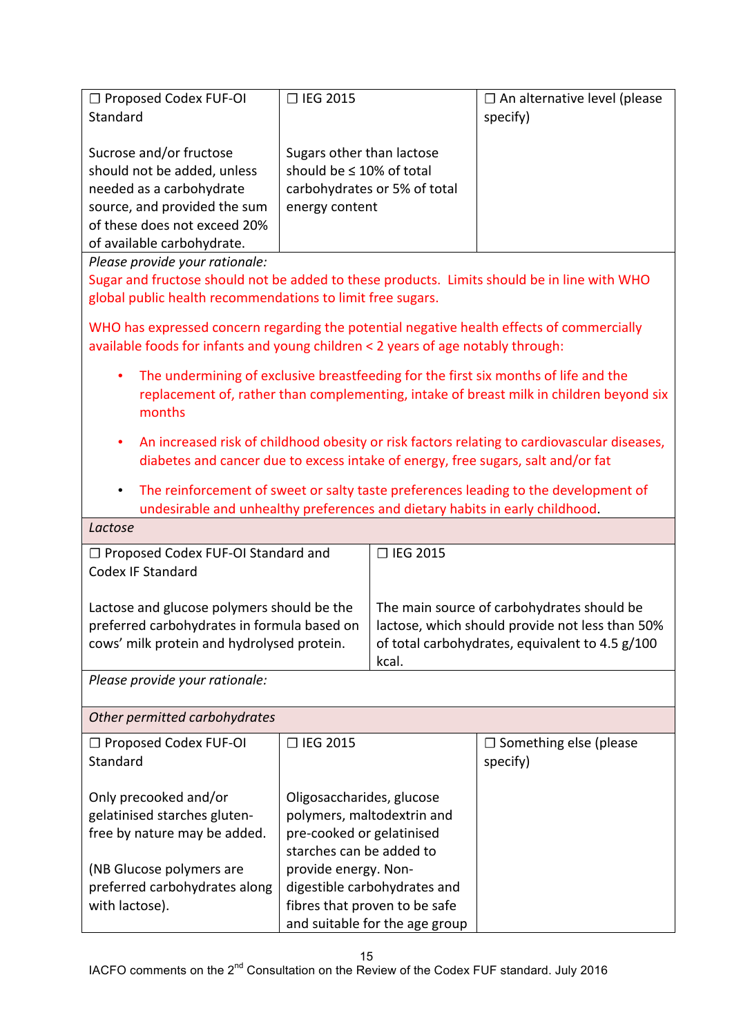| ☐ Proposed Codex FUF-OI Standard | ☐ IEG 2015 | ☐ An alternative level (please specify) |
|---|---|---|
| Sucrose and/or fructose should not be added, unless needed as a carbohydrate source, and provided the sum of these does not exceed 20% of available carbohydrate. | Sugars other than lactose should be ≤ 10% of total carbohydrates or 5% of total energy content | |

*Please provide your rationale:*

Sugar and fructose should not be added to these products. Limits should be in line with WHO global public health recommendations to limit free sugars.

WHO has expressed concern regarding the potential negative health effects of commercially available foods for infants and young children < 2 years of age notably through:

- The undermining of exclusive breastfeeding for the first six months of life and the replacement of, rather than complementing, intake of breast milk in children beyond six months
- An increased risk of childhood obesity or risk factors relating to cardiovascular diseases, diabetes and cancer due to excess intake of energy, free sugars, salt and/or fat
- The reinforcement of sweet or salty taste preferences leading to the development of undesirable and unhealthy preferences and dietary habits in early childhood.

*Lactose*

| ☐ Proposed Codex FUF-OI Standard and Codex IF Standard | ☐ IEG 2015 |
|---|---|
| Lactose and glucose polymers should be the preferred carbohydrates in formula based on cows' milk protein and hydrolysed protein. | The main source of carbohydrates should be lactose, which should provide not less than 50% of total carbohydrates, equivalent to 4.5 g/100 kcal. |

*Please provide your rationale:*

*Other permitted carbohydrates*

| ☐ Proposed Codex FUF-OI Standard | ☐ IEG 2015 | ☐ Something else (please specify) |
|---|---|---|
| Only precooked and/or gelatinised starches gluten-free by nature may be added.<br><br>(NB Glucose polymers are preferred carbohydrates along with lactose). | Oligosaccharides, glucose polymers, maltodextrin and pre-cooked or gelatinised starches can be added to provide energy. Non-digestible carbohydrates and fibres that proven to be safe and suitable for the age group | |

IACFO comments on the 2nd Consultation on the Review of the Codex FUF standard. July 2016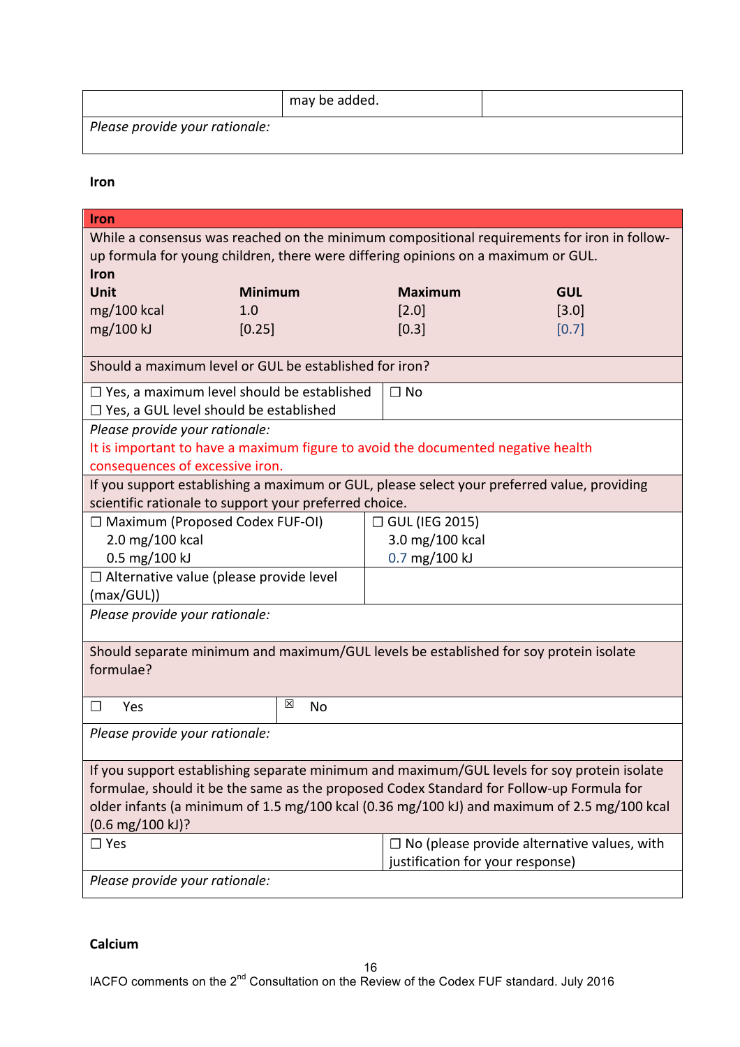| | may be added. | |
|---|---|---|
| *Please provide your rationale:* | | |

**Iron**

| **Iron** | | | |
|---|---|---|---|
| While a consensus was reached on the minimum compositional requirements for iron in follow-up formula for young children, there were differing opinions on a maximum or GUL. | | | |
| **Iron** | | | |
| **Unit** | **Minimum** | **Maximum** | **GUL** |
| mg/100 kcal | 1.0 | [2.0] | [3.0] |
| mg/100 kJ | [0.25] | [0.3] | [0.7] |

| Should a maximum level or GUL be established for iron? | |
|---|---|
| ☐ Yes, a maximum level should be established<br>☐ Yes, a GUL level should be established | ☐ No |
| *Please provide your rationale:*<br>It is important to have a maximum figure to avoid the documented negative health consequences of excessive iron. | |
| If you support establishing a maximum or GUL, please select your preferred value, providing scientific rationale to support your preferred choice. | |
| ☐ Maximum (Proposed Codex FUF-OI)<br>2.0 mg/100 kcal<br>0.5 mg/100 kJ | ☐ GUL (IEG 2015)<br>3.0 mg/100 kcal<br>0.7 mg/100 kJ |
| ☐ Alternative value (please provide level (max/GUL)) | |
| *Please provide your rationale:* | |
| Should separate minimum and maximum/GUL levels be established for soy protein isolate formulae? | |
| ☐ Yes | ☒ No |
| *Please provide your rationale:* | |
| If you support establishing separate minimum and maximum/GUL levels for soy protein isolate formulae, should it be the same as the proposed Codex Standard for Follow-up Formula for older infants (a minimum of 1.5 mg/100 kcal (0.36 mg/100 kJ) and maximum of 2.5 mg/100 kcal (0.6 mg/100 kJ)? | |
| ☐ Yes | ☐ No (please provide alternative values, with justification for your response) |
| *Please provide your rationale:* | |

**Calcium**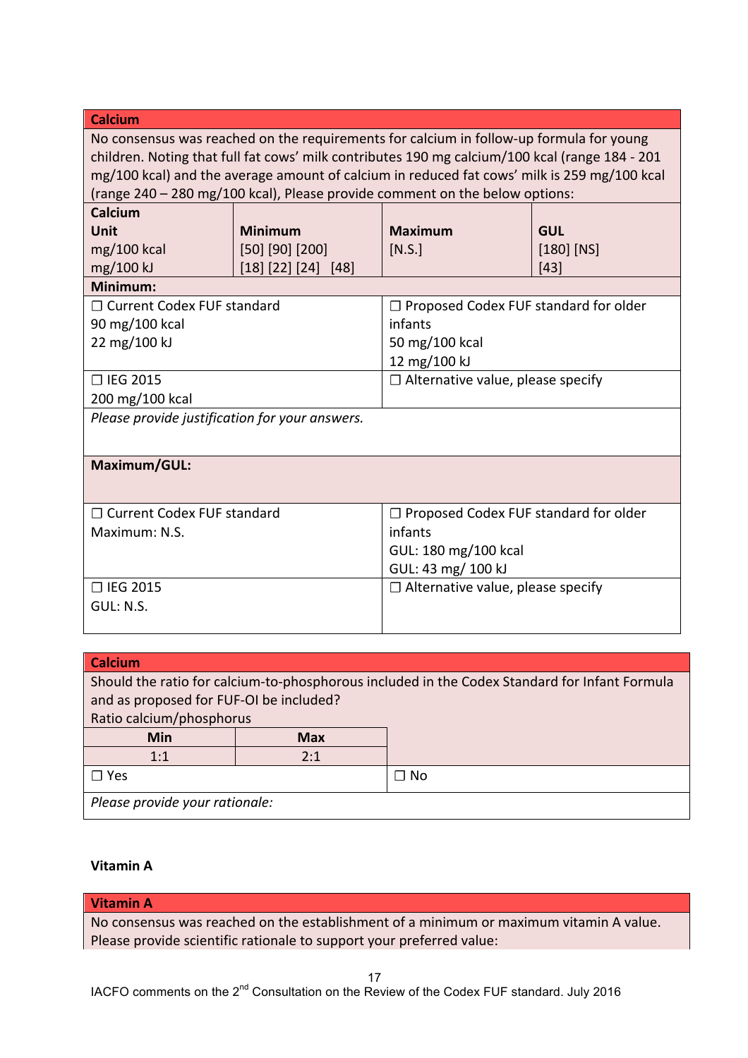| **Calcium** | | | |
|---|---|---|---|
| No consensus was reached on the requirements for calcium in follow-up formula for young children. Noting that full fat cows' milk contributes 190 mg calcium/100 kcal (range 184 - 201 mg/100 kcal) and the average amount of calcium in reduced fat cows' milk is 259 mg/100 kcal (range 240 – 280 mg/100 kcal), Please provide comment on the below options: | | | |
| **Calcium**<br>**Unit**<br>mg/100 kcal<br>mg/100 kJ | **Minimum**<br>[50] [90] [200]<br>[18] [22] [24] [48] | **Maximum**<br>[N.S.] | **GUL**<br>[180] [NS]<br>[43] |

| **Minimum:** | |
|---|---|
| ☐ Current Codex FUF standard<br>90 mg/100 kcal<br>22 mg/100 kJ | ☐ Proposed Codex FUF standard for older infants<br>50 mg/100 kcal<br>12 mg/100 kJ |
| ☐ IEG 2015<br>200 mg/100 kcal | ☐ Alternative value, please specify |
| *Please provide justification for your answers.* | |
| **Maximum/GUL:** | |
| ☐ Current Codex FUF standard<br>Maximum: N.S. | ☐ Proposed Codex FUF standard for older infants<br>GUL: 180 mg/100 kcal<br>GUL: 43 mg/ 100 kJ |
| ☐ IEG 2015<br>GUL: N.S. | ☐ Alternative value, please specify |

| **Calcium** | | |
|---|---|---|
| Should the ratio for calcium-to-phosphorous included in the Codex Standard for Infant Formula and as proposed for FUF-OI be included?<br>Ratio calcium/phosphorus | | |
| **Min** | **Max** | |
| 1:1 | 2:1 | |
| ☐ Yes | | ☐ No |
| *Please provide your rationale:* | | |

**Vitamin A**

| **Vitamin A** |
|---|
| No consensus was reached on the establishment of a minimum or maximum vitamin A value. Please provide scientific rationale to support your preferred value: |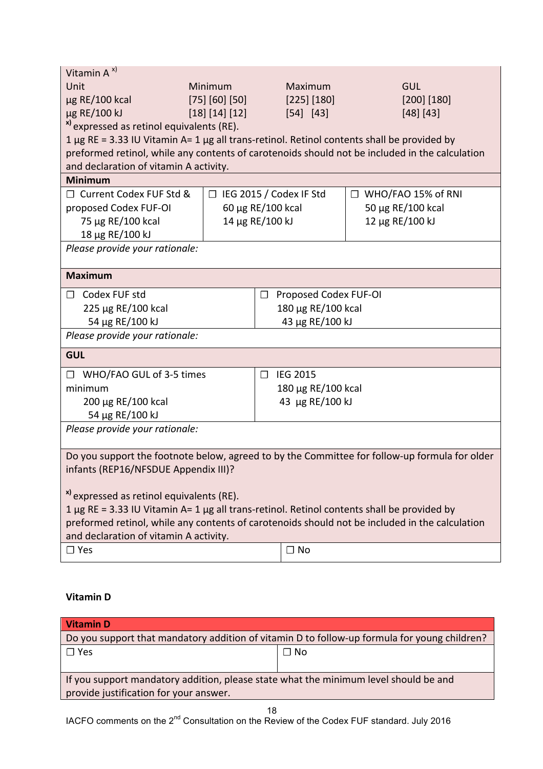Vitamin A [x)]

| Unit | Minimum | Maximum | GUL |
| --- | --- | --- | --- |
| µg RE/100 kcal | [75] [60] [50] | [225] [180] | [200] [180] |
| µg RE/100 kJ | [18] [14] [12] | [54] [43] | [48] [43] |

[x)] expressed as retinol equivalents (RE).

1 µg RE = 3.33 IU Vitamin A= 1 µg all trans-retinol. Retinol contents shall be provided by preformed retinol, while any contents of carotenoids should not be included in the calculation and declaration of vitamin A activity.

**Minimum**

| ☐ Current Codex FUF Std & proposed Codex FUF-OI 75 µg RE/100 kcal 18 µg RE/100 kJ | ☐ IEG 2015 / Codex IF Std 60 µg RE/100 kcal 14 µg RE/100 kJ | ☐ WHO/FAO 15% of RNI 50 µg RE/100 kcal 12 µg RE/100 kJ |
| --- | --- | --- |

*Please provide your rationale:*

**Maximum**

| ☐ Codex FUF std 225 µg RE/100 kcal 54 µg RE/100 kJ | ☐ Proposed Codex FUF-OI 180 µg RE/100 kcal 43 µg RE/100 kJ |
| --- | --- |

*Please provide your rationale:*

**GUL**

| ☐ WHO/FAO GUL of 3-5 times minimum 200 µg RE/100 kcal 54 µg RE/100 kJ | ☐ IEG 2015 180 µg RE/100 kcal 43 µg RE/100 kJ |
| --- | --- |

*Please provide your rationale:*

Do you support the footnote below, agreed to by the Committee for follow-up formula for older infants (REP16/NFSDUE Appendix III)?

[x)] expressed as retinol equivalents (RE).

1 µg RE = 3.33 IU Vitamin A= 1 µg all trans-retinol. Retinol contents shall be provided by preformed retinol, while any contents of carotenoids should not be included in the calculation and declaration of vitamin A activity.

| ☐ Yes | ☐ No |
| --- | --- |

**Vitamin D**

**Vitamin D**

Do you support that mandatory addition of vitamin D to follow-up formula for young children?

| ☐ Yes | ☐ No |
| --- | --- |

If you support mandatory addition, please state what the minimum level should be and provide justification for your answer.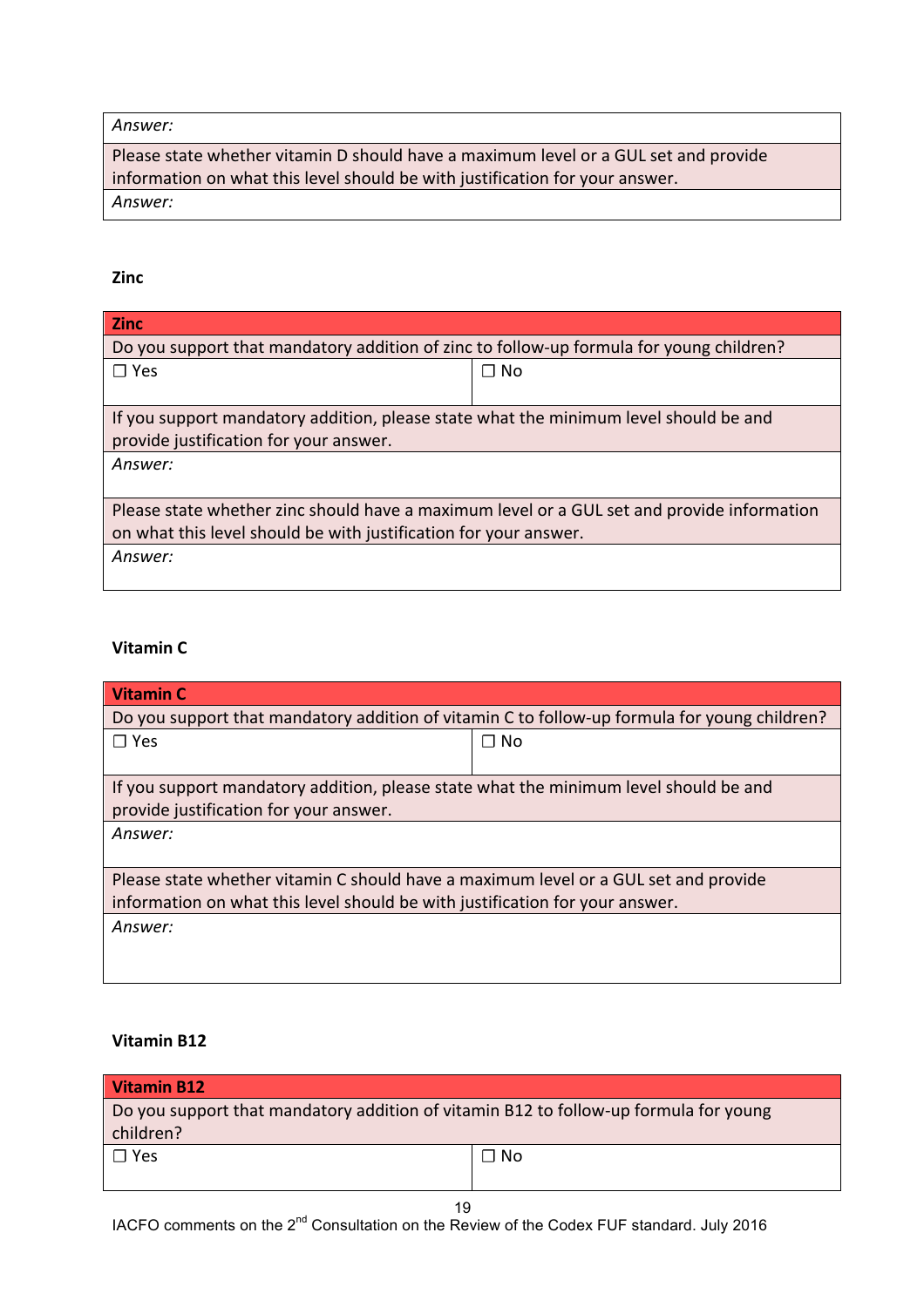| Answer: |
|---|
| Please state whether vitamin D should have a maximum level or a GUL set and provide information on what this level should be with justification for your answer. |
| *Answer:* |

**Zinc**

| **Zinc** | |
|---|---|
| Do you support that mandatory addition of zinc to follow-up formula for young children? | |
| ☐ Yes | ☐ No |
| If you support mandatory addition, please state what the minimum level should be and provide justification for your answer. | |
| *Answer:* | |
| Please state whether zinc should have a maximum level or a GUL set and provide information on what this level should be with justification for your answer. | |
| *Answer:* | |

**Vitamin C**

| **Vitamin C** | |
|---|---|
| Do you support that mandatory addition of vitamin C to follow-up formula for young children? | |
| ☐ Yes | ☐ No |
| If you support mandatory addition, please state what the minimum level should be and provide justification for your answer. | |
| *Answer:* | |
| Please state whether vitamin C should have a maximum level or a GUL set and provide information on what this level should be with justification for your answer. | |
| *Answer:* | |

**Vitamin B12**

| **Vitamin B12** | |
|---|---|
| Do you support that mandatory addition of vitamin B12 to follow-up formula for young children? | |
| ☐ Yes | ☐ No |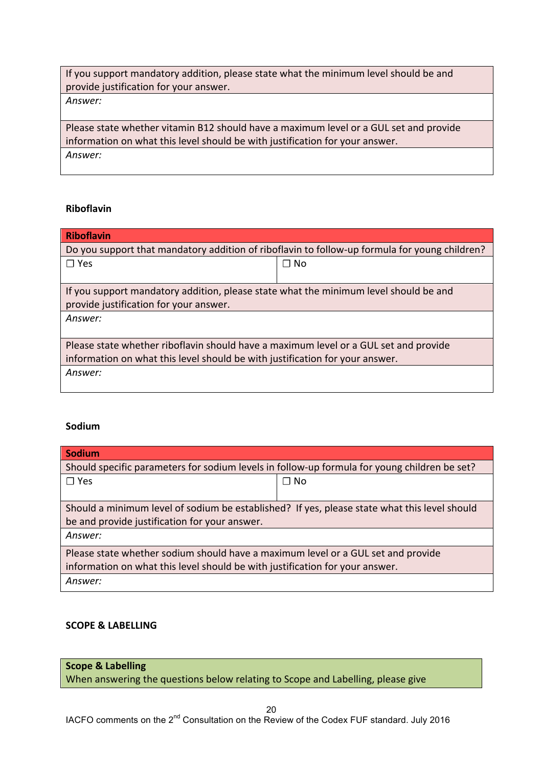| If you support mandatory addition, please state what the minimum level should be and provide justification for your answer. |
|---|
| *Answer:* |
| Please state whether vitamin B12 should have a maximum level or a GUL set and provide information on what this level should be with justification for your answer. |
| *Answer:* |

**Riboflavin**

| **Riboflavin** | |
|---|---|
| Do you support that mandatory addition of riboflavin to follow-up formula for young children? | |
| ☐ Yes | ☐ No |
| If you support mandatory addition, please state what the minimum level should be and provide justification for your answer. | |
| *Answer:* | |
| Please state whether riboflavin should have a maximum level or a GUL set and provide information on what this level should be with justification for your answer. | |
| *Answer:* | |

**Sodium**

| **Sodium** | |
|---|---|
| Should specific parameters for sodium levels in follow-up formula for young children be set? | |
| ☐ Yes | ☐ No |
| Should a minimum level of sodium be established? If yes, please state what this level should be and provide justification for your answer. | |
| *Answer:* | |
| Please state whether sodium should have a maximum level or a GUL set and provide information on what this level should be with justification for your answer. | |
| *Answer:* | |

**SCOPE & LABELLING**

| **Scope & Labelling**<br>When answering the questions below relating to Scope and Labelling, please give |
|---|

IACFO comments on the 2nd Consultation on the Review of the Codex FUF standard. July 2016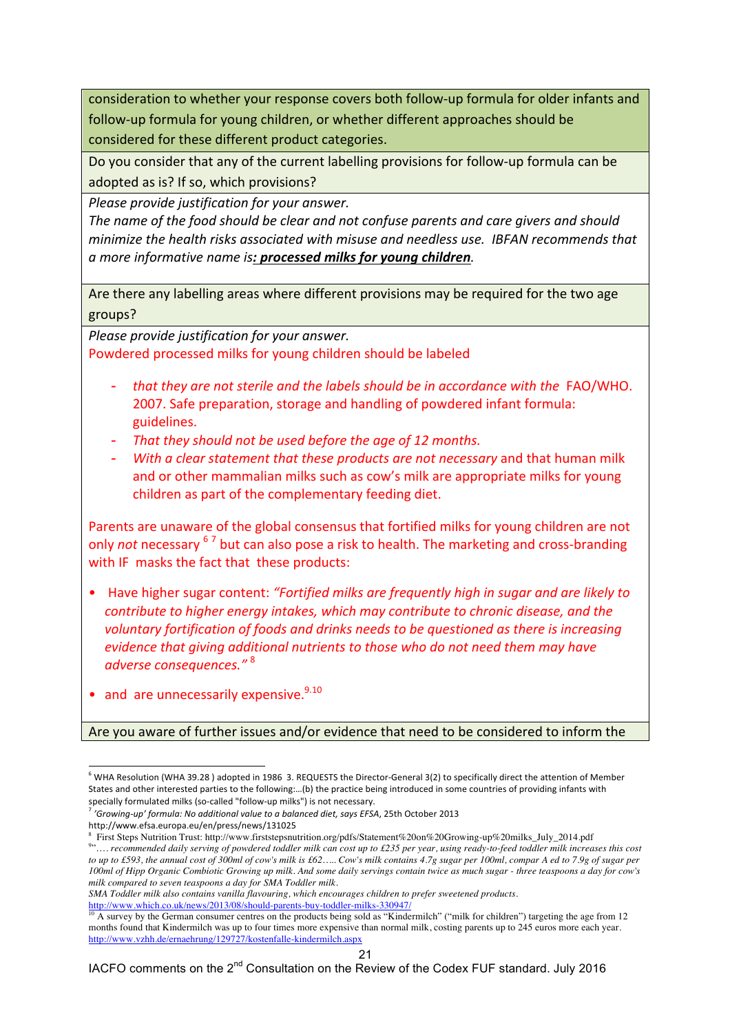consideration to whether your response covers both follow-up formula for older infants and follow-up formula for young children, or whether different approaches should be considered for these different product categories.

Do you consider that any of the current labelling provisions for follow-up formula can be adopted as is? If so, which provisions?

*Please provide justification for your answer.*
*The name of the food should be clear and not confuse parents and care givers and should minimize the health risks associated with misuse and needless use. IBFAN recommends that a more informative name is* ***: processed milks for young children***.

Are there any labelling areas where different provisions may be required for the two age groups?

*Please provide justification for your answer.*
Powdered processed milks for young children should be labeled

- *that they are not sterile and the labels should be in accordance with the* FAO/WHO. 2007. Safe preparation, storage and handling of powdered infant formula: guidelines.
- *That they should not be used before the age of 12 months.*
- *With a clear statement that these products are not necessary* and that human milk and or other mammalian milks such as cow's milk are appropriate milks for young children as part of the complementary feeding diet.

Parents are unaware of the global consensus that fortified milks for young children are not only *not* necessary [6 7] but can also pose a risk to health. The marketing and cross-branding with IF masks the fact that these products:

- Have higher sugar content: *"Fortified milks are frequently high in sugar and are likely to contribute to higher energy intakes, which may contribute to chronic disease, and the voluntary fortification of foods and drinks needs to be questioned as there is increasing evidence that giving additional nutrients to those who do not need them may have adverse consequences."* [8]
- and are unnecessarily expensive.[9,10]

Are you aware of further issues and/or evidence that need to be considered to inform the

---

[6] WHA Resolution (WHA 39.28 ) adopted in 1986 3. REQUESTS the Director-General 3(2) to specifically direct the attention of Member States and other interested parties to the following:...(b) the practice being introduced in some countries of providing infants with specially formulated milks (so-called "follow-up milks") is not necessary.

[7] *'Growing-up' formula: No additional value to a balanced diet, says EFSA*, 25th October 2013 http://www.efsa.europa.eu/en/press/news/131025

[8] First Steps Nutrition Trust: http://www.firststepsnutrition.org/pdfs/Statement%20on%20Growing-up%20milks_July_2014.pdf

[9] *"…. recommended daily serving of powdered toddler milk can cost up to £235 per year, using ready-to-feed toddler milk increases this cost to up to £593, the annual cost of 300ml of cow's milk is £62….. Cow's milk contains 4.7g sugar per 100ml, compar A ed to 7.9g of sugar per 100ml of Hipp Organic Combiotic Growing up milk. And some daily servings contain twice as much sugar - three teaspoons a day for cow's milk compared to seven teaspoons a day for SMA Toddler milk.*
*SMA Toddler milk also contains vanilla flavouring, which encourages children to prefer sweetened products.*
http://www.which.co.uk/news/2013/08/should-parents-buy-toddler-milks-330947/

[10] A survey by the German consumer centres on the products being sold as "Kindermilch" ("milk for children") targeting the age from 12 months found that Kindermilch was up to four times more expensive than normal milk, costing parents up to 245 euros more each year. http://www.vzhh.de/ernaehrung/129727/kostenfalle-kindermilch.aspx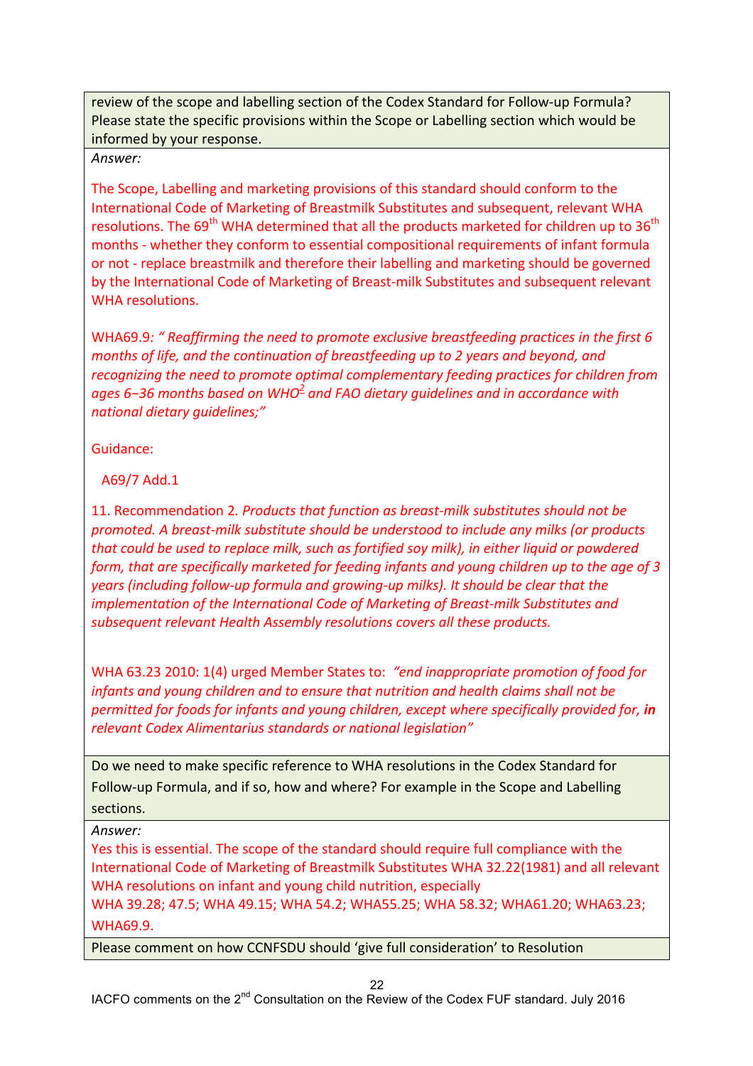review of the scope and labelling section of the Codex Standard for Follow-up Formula? Please state the specific provisions within the Scope or Labelling section which would be informed by your response.

*Answer:*

The Scope, Labelling and marketing provisions of this standard should conform to the International Code of Marketing of Breastmilk Substitutes and subsequent, relevant WHA resolutions. The 69th WHA determined that all the products marketed for children up to 36th months - whether they conform to essential compositional requirements of infant formula or not - replace breastmilk and therefore their labelling and marketing should be governed by the International Code of Marketing of Breast-milk Substitutes and subsequent relevant WHA resolutions.

WHA69.9*: " Reaffirming the need to promote exclusive breastfeeding practices in the first 6 months of life, and the continuation of breastfeeding up to 2 years and beyond, and recognizing the need to promote optimal complementary feeding practices for children from ages 6–36 months based on WHO[2] and FAO dietary guidelines and in accordance with national dietary guidelines;"*

Guidance:

A69/7 Add.1

11. Recommendation 2. *Products that function as breast-milk substitutes should not be promoted. A breast-milk substitute should be understood to include any milks (or products that could be used to replace milk, such as fortified soy milk), in either liquid or powdered form, that are specifically marketed for feeding infants and young children up to the age of 3 years (including follow-up formula and growing-up milks). It should be clear that the implementation of the International Code of Marketing of Breast-milk Substitutes and subsequent relevant Health Assembly resolutions covers all these products.*

WHA 63.23 2010: 1(4) urged Member States to: *"end inappropriate promotion of food for infants and young children and to ensure that nutrition and health claims shall not be permitted for foods for infants and young children, except where specifically provided for,* ***in*** *relevant Codex Alimentarius standards or national legislation"*

Do we need to make specific reference to WHA resolutions in the Codex Standard for Follow-up Formula, and if so, how and where? For example in the Scope and Labelling sections.

*Answer:*

Yes this is essential. The scope of the standard should require full compliance with the International Code of Marketing of Breastmilk Substitutes WHA 32.22(1981) and all relevant WHA resolutions on infant and young child nutrition, especially WHA 39.28; 47.5; WHA 49.15; WHA 54.2; WHA55.25; WHA 58.32; WHA61.20; WHA63.23; WHA69.9.

Please comment on how CCNFSDU should 'give full consideration' to Resolution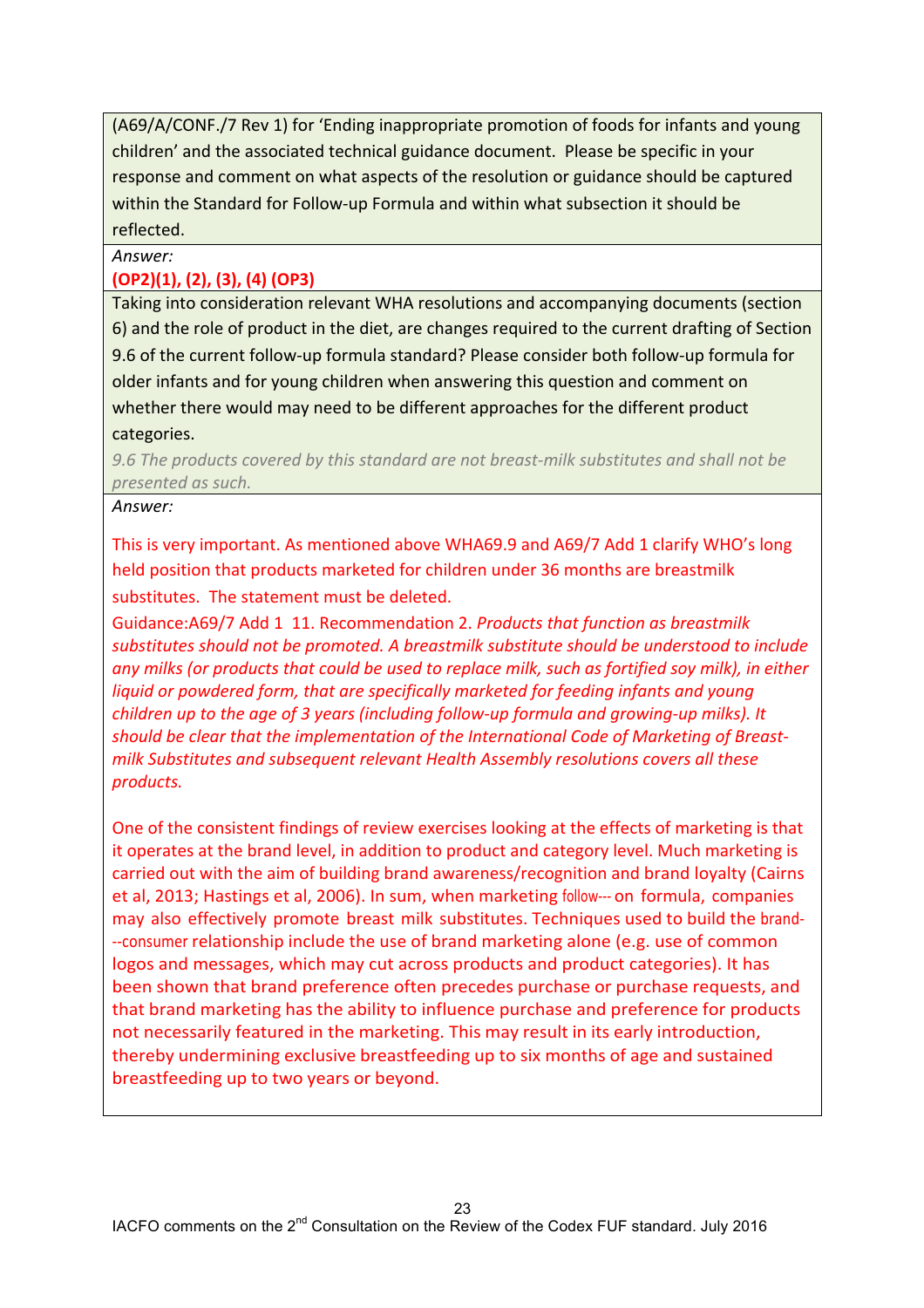(A69/A/CONF./7 Rev 1) for 'Ending inappropriate promotion of foods for infants and young children' and the associated technical guidance document. Please be specific in your response and comment on what aspects of the resolution or guidance should be captured within the Standard for Follow-up Formula and within what subsection it should be reflected.

*Answer:*

**(OP2)(1), (2), (3), (4) (OP3)**

Taking into consideration relevant WHA resolutions and accompanying documents (section 6) and the role of product in the diet, are changes required to the current drafting of Section 9.6 of the current follow-up formula standard? Please consider both follow-up formula for older infants and for young children when answering this question and comment on whether there would may need to be different approaches for the different product categories.

*9.6 The products covered by this standard are not breast-milk substitutes and shall not be presented as such.*

*Answer:*

This is very important. As mentioned above WHA69.9 and A69/7 Add 1 clarify WHO's long held position that products marketed for children under 36 months are breastmilk substitutes. The statement must be deleted.

Guidance:A69/7 Add 1 11. Recommendation 2. *Products that function as breastmilk substitutes should not be promoted. A breastmilk substitute should be understood to include any milks (or products that could be used to replace milk, such as fortified soy milk), in either liquid or powdered form, that are specifically marketed for feeding infants and young children up to the age of 3 years (including follow-up formula and growing-up milks). It should be clear that the implementation of the International Code of Marketing of Breast-milk Substitutes and subsequent relevant Health Assembly resolutions covers all these products.*

One of the consistent findings of review exercises looking at the effects of marketing is that it operates at the brand level, in addition to product and category level. Much marketing is carried out with the aim of building brand awareness/recognition and brand loyalty (Cairns et al, 2013; Hastings et al, 2006). In sum, when marketing follow--- on formula, companies may also effectively promote breast milk substitutes. Techniques used to build the brand---consumer relationship include the use of brand marketing alone (e.g. use of common logos and messages, which may cut across products and product categories). It has been shown that brand preference often precedes purchase or purchase requests, and that brand marketing has the ability to influence purchase and preference for products not necessarily featured in the marketing. This may result in its early introduction, thereby undermining exclusive breastfeeding up to six months of age and sustained breastfeeding up to two years or beyond.